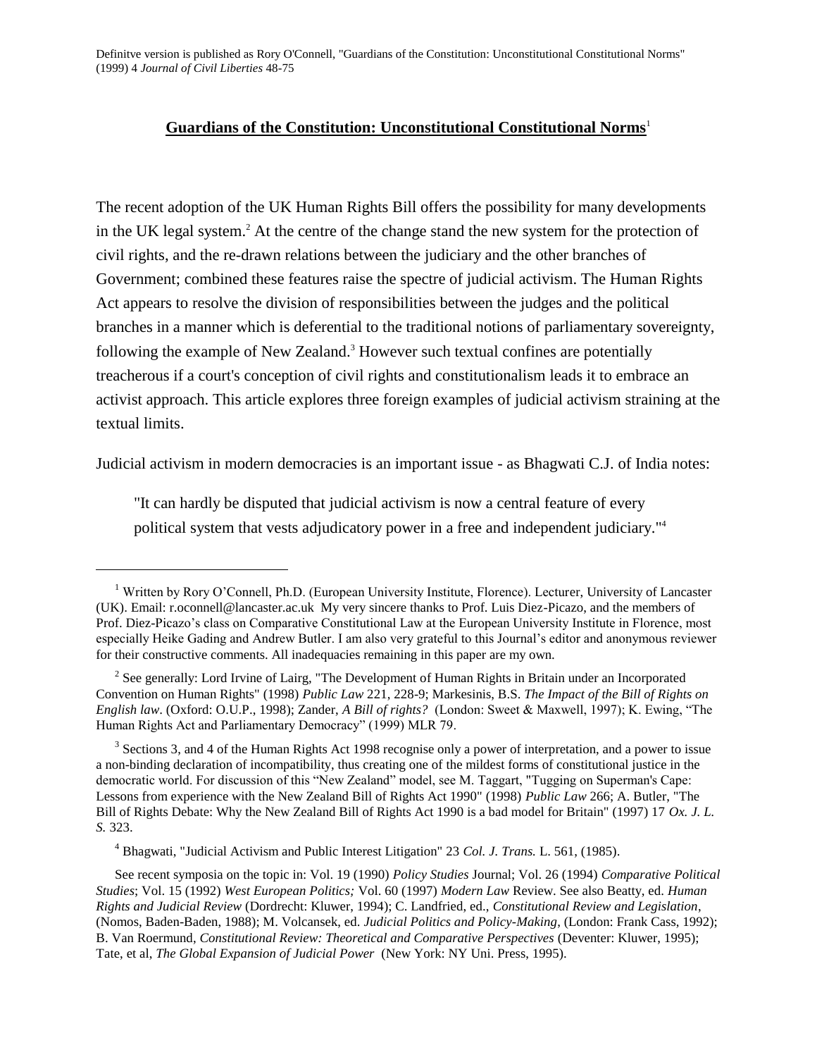Definitve version is published as Rory O'Connell, "Guardians of the Constitution: Unconstitutional Constitutional Norms" (1999) 4 *Journal of Civil Liberties* 48-75

# Guardians of the Constitution: Unconstitutional Constitutional Norms[1]

The recent adoption of the UK Human Rights Bill offers the possibility for many developments in the UK legal system.[2] At the centre of the change stand the new system for the protection of civil rights, and the re-drawn relations between the judiciary and the other branches of Government; combined these features raise the spectre of judicial activism. The Human Rights Act appears to resolve the division of responsibilities between the judges and the political branches in a manner which is deferential to the traditional notions of parliamentary sovereignty, following the example of New Zealand.[3] However such textual confines are potentially treacherous if a court's conception of civil rights and constitutionalism leads it to embrace an activist approach. This article explores three foreign examples of judicial activism straining at the textual limits.

Judicial activism in modern democracies is an important issue - as Bhagwati C.J. of India notes:

> "It can hardly be disputed that judicial activism is now a central feature of every political system that vests adjudicatory power in a free and independent judiciary."[4]

---

[1] Written by Rory O'Connell, Ph.D. (European University Institute, Florence). Lecturer, University of Lancaster (UK). Email: r.oconnell@lancaster.ac.uk My very sincere thanks to Prof. Luis Diez-Picazo, and the members of Prof. Diez-Picazo's class on Comparative Constitutional Law at the European University Institute in Florence, most especially Heike Gading and Andrew Butler. I am also very grateful to this Journal's editor and anonymous reviewer for their constructive comments. All inadequacies remaining in this paper are my own.

[2] See generally: Lord Irvine of Lairg, "The Development of Human Rights in Britain under an Incorporated Convention on Human Rights" (1998) *Public Law* 221, 228-9; Markesinis, B.S. *The Impact of the Bill of Rights on English law*. (Oxford: O.U.P., 1998); Zander, *A Bill of rights?* (London: Sweet & Maxwell, 1997); K. Ewing, "The Human Rights Act and Parliamentary Democracy" (1999) MLR 79.

[3] Sections 3, and 4 of the Human Rights Act 1998 recognise only a power of interpretation, and a power to issue a non-binding declaration of incompatibility, thus creating one of the mildest forms of constitutional justice in the democratic world. For discussion of this "New Zealand" model, see M. Taggart, "Tugging on Superman's Cape: Lessons from experience with the New Zealand Bill of Rights Act 1990" (1998) *Public Law* 266; A. Butler, "The Bill of Rights Debate: Why the New Zealand Bill of Rights Act 1990 is a bad model for Britain" (1997) 17 *Ox. J. L. S.* 323.

[4] Bhagwati, "Judicial Activism and Public Interest Litigation" 23 *Col. J. Trans.* L. 561, (1985).

See recent symposia on the topic in: Vol. 19 (1990) *Policy Studies* Journal; Vol. 26 (1994) *Comparative Political Studies*; Vol. 15 (1992) *West European Politics;* Vol. 60 (1997) *Modern Law* Review. See also Beatty, ed. *Human Rights and Judicial Review* (Dordrecht: Kluwer, 1994); C. Landfried, ed., *Constitutional Review and Legislation*, (Nomos, Baden-Baden, 1988); M. Volcansek, ed. *Judicial Politics and Policy-Making*, (London: Frank Cass, 1992); B. Van Roermund, *Constitutional Review: Theoretical and Comparative Perspectives* (Deventer: Kluwer, 1995); Tate, et al, *The Global Expansion of Judicial Power* (New York: NY Uni. Press, 1995).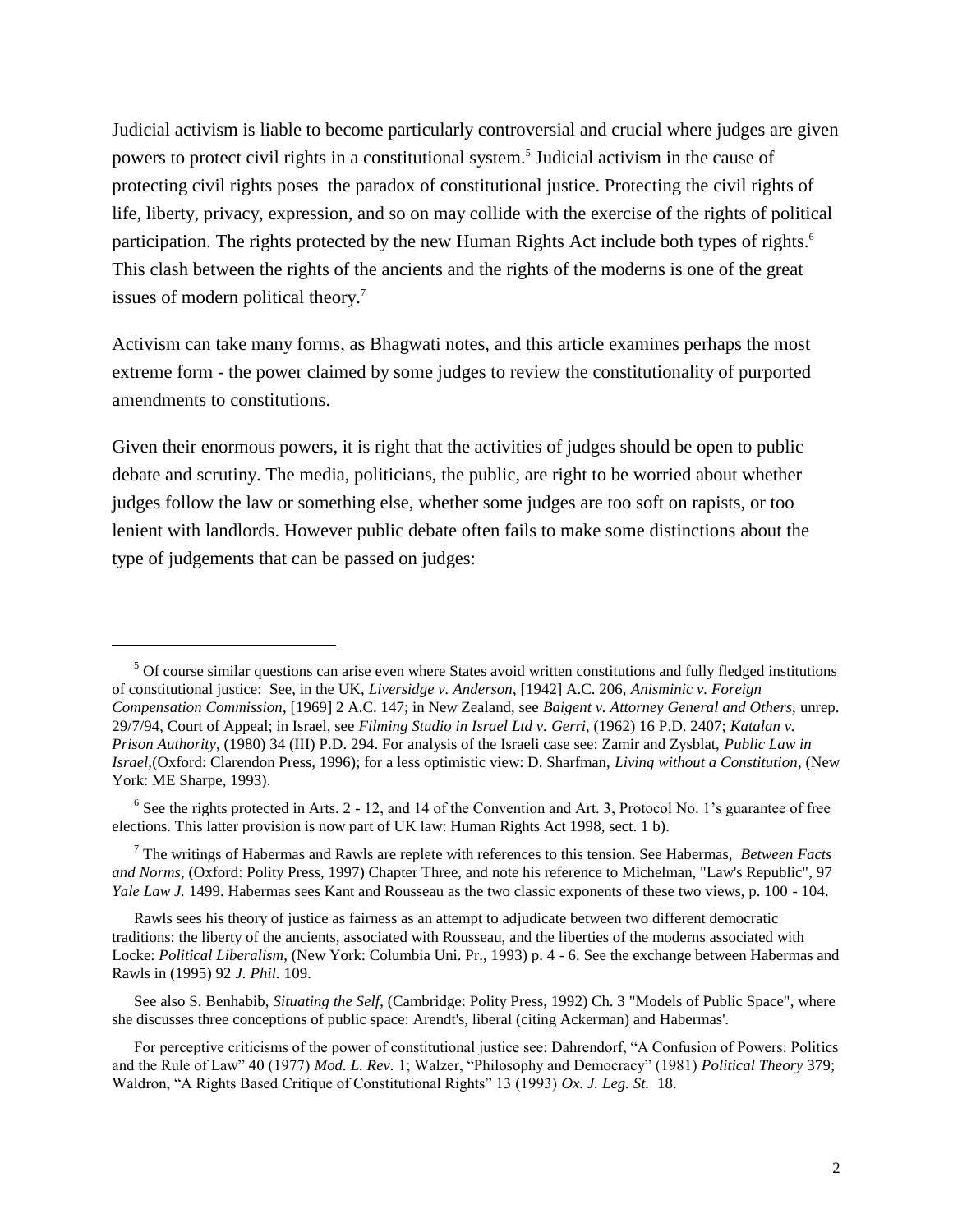Judicial activism is liable to become particularly controversial and crucial where judges are given powers to protect civil rights in a constitutional system.[5] Judicial activism in the cause of protecting civil rights poses the paradox of constitutional justice. Protecting the civil rights of life, liberty, privacy, expression, and so on may collide with the exercise of the rights of political participation. The rights protected by the new Human Rights Act include both types of rights.[6] This clash between the rights of the ancients and the rights of the moderns is one of the great issues of modern political theory.[7]

Activism can take many forms, as Bhagwati notes, and this article examines perhaps the most extreme form - the power claimed by some judges to review the constitutionality of purported amendments to constitutions.

Given their enormous powers, it is right that the activities of judges should be open to public debate and scrutiny. The media, politicians, the public, are right to be worried about whether judges follow the law or something else, whether some judges are too soft on rapists, or too lenient with landlords. However public debate often fails to make some distinctions about the type of judgements that can be passed on judges:

---

[5] Of course similar questions can arise even where States avoid written constitutions and fully fledged institutions of constitutional justice: See, in the UK, *Liversidge v. Anderson*, [1942] A.C. 206, *Anisminic v. Foreign Compensation Commission*, [1969] 2 A.C. 147; in New Zealand, see *Baigent v. Attorney General and Others*, unrep. 29/7/94, Court of Appeal; in Israel, see *Filming Studio in Israel Ltd v. Gerri*, (1962) 16 P.D. 2407; *Katalan v. Prison Authority*, (1980) 34 (III) P.D. 294. For analysis of the Israeli case see: Zamir and Zysblat, *Public Law in Israel*,(Oxford: Clarendon Press, 1996); for a less optimistic view: D. Sharfman, *Living without a Constitution*, (New York: ME Sharpe, 1993).

[6] See the rights protected in Arts. 2 - 12, and 14 of the Convention and Art. 3, Protocol No. 1's guarantee of free elections. This latter provision is now part of UK law: Human Rights Act 1998, sect. 1 b).

[7] The writings of Habermas and Rawls are replete with references to this tension. See Habermas, *Between Facts and Norms*, (Oxford: Polity Press, 1997) Chapter Three, and note his reference to Michelman, "Law's Republic", 97 *Yale Law J.* 1499. Habermas sees Kant and Rousseau as the two classic exponents of these two views, p. 100 - 104.

Rawls sees his theory of justice as fairness as an attempt to adjudicate between two different democratic traditions: the liberty of the ancients, associated with Rousseau, and the liberties of the moderns associated with Locke: *Political Liberalism*, (New York: Columbia Uni. Pr., 1993) p. 4 - 6. See the exchange between Habermas and Rawls in (1995) 92 *J. Phil.* 109.

See also S. Benhabib, *Situating the Self*, (Cambridge: Polity Press, 1992) Ch. 3 "Models of Public Space", where she discusses three conceptions of public space: Arendt's, liberal (citing Ackerman) and Habermas'.

For perceptive criticisms of the power of constitutional justice see: Dahrendorf, "A Confusion of Powers: Politics and the Rule of Law" 40 (1977) *Mod. L. Rev.* 1; Walzer, "Philosophy and Democracy" (1981) *Political Theory* 379; Waldron, "A Rights Based Critique of Constitutional Rights" 13 (1993) *Ox. J. Leg. St.* 18.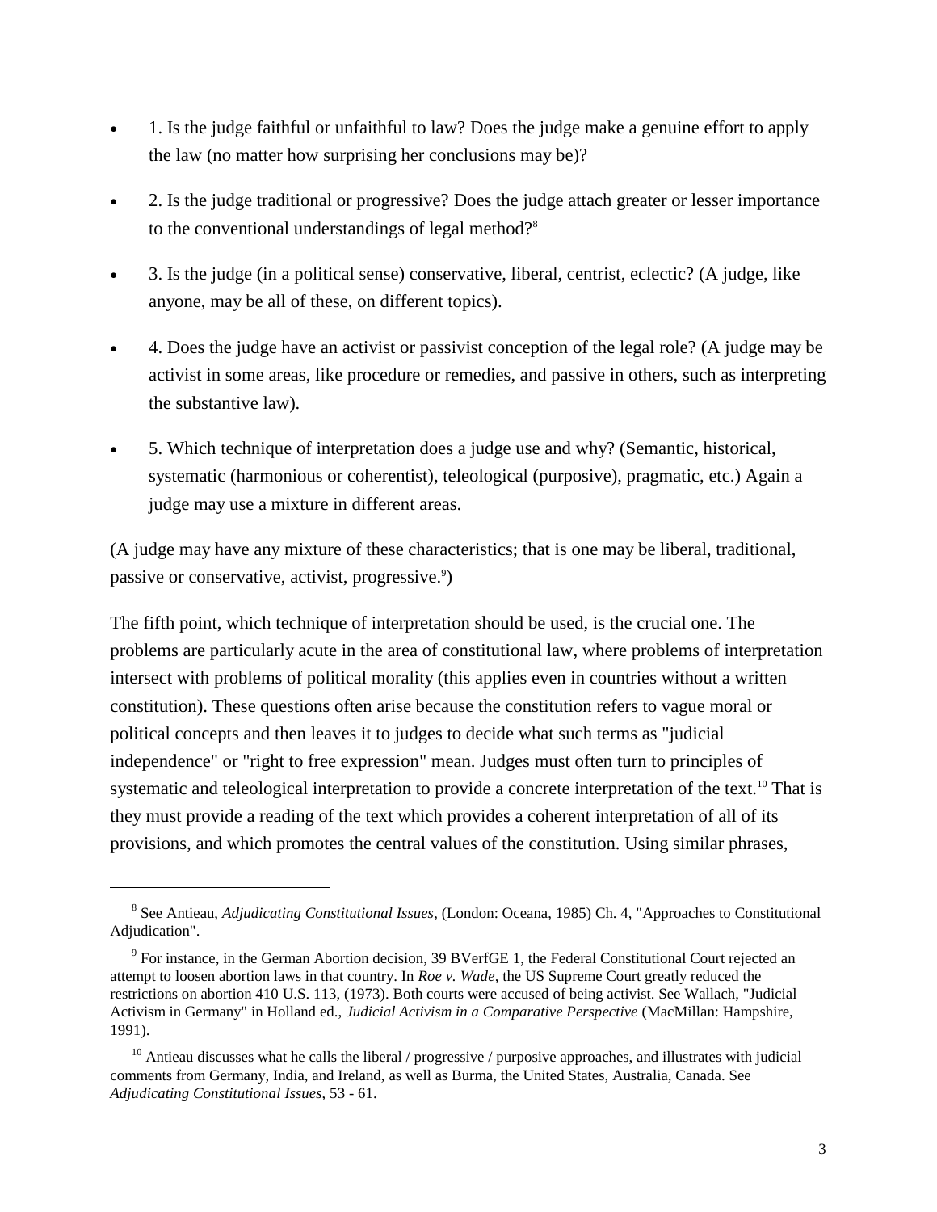- 1. Is the judge faithful or unfaithful to law? Does the judge make a genuine effort to apply the law (no matter how surprising her conclusions may be)?
- 2. Is the judge traditional or progressive? Does the judge attach greater or lesser importance to the conventional understandings of legal method?[8]
- 3. Is the judge (in a political sense) conservative, liberal, centrist, eclectic? (A judge, like anyone, may be all of these, on different topics).
- 4. Does the judge have an activist or passivist conception of the legal role? (A judge may be activist in some areas, like procedure or remedies, and passive in others, such as interpreting the substantive law).
- 5. Which technique of interpretation does a judge use and why? (Semantic, historical, systematic (harmonious or coherentist), teleological (purposive), pragmatic, etc.) Again a judge may use a mixture in different areas.

(A judge may have any mixture of these characteristics; that is one may be liberal, traditional, passive or conservative, activist, progressive.[9])

The fifth point, which technique of interpretation should be used, is the crucial one. The problems are particularly acute in the area of constitutional law, where problems of interpretation intersect with problems of political morality (this applies even in countries without a written constitution). These questions often arise because the constitution refers to vague moral or political concepts and then leaves it to judges to decide what such terms as "judicial independence" or "right to free expression" mean. Judges must often turn to principles of systematic and teleological interpretation to provide a concrete interpretation of the text.[10] That is they must provide a reading of the text which provides a coherent interpretation of all of its provisions, and which promotes the central values of the constitution. Using similar phrases,

---

[8] See Antieau, *Adjudicating Constitutional Issues*, (London: Oceana, 1985) Ch. 4, "Approaches to Constitutional Adjudication".

[9] For instance, in the German Abortion decision, 39 BVerfGE 1, the Federal Constitutional Court rejected an attempt to loosen abortion laws in that country. In *Roe v. Wade*, the US Supreme Court greatly reduced the restrictions on abortion 410 U.S. 113, (1973). Both courts were accused of being activist. See Wallach, "Judicial Activism in Germany" in Holland ed., *Judicial Activism in a Comparative Perspective* (MacMillan: Hampshire, 1991).

[10] Antieau discusses what he calls the liberal / progressive / purposive approaches, and illustrates with judicial comments from Germany, India, and Ireland, as well as Burma, the United States, Australia, Canada. See *Adjudicating Constitutional Issues*, 53 - 61.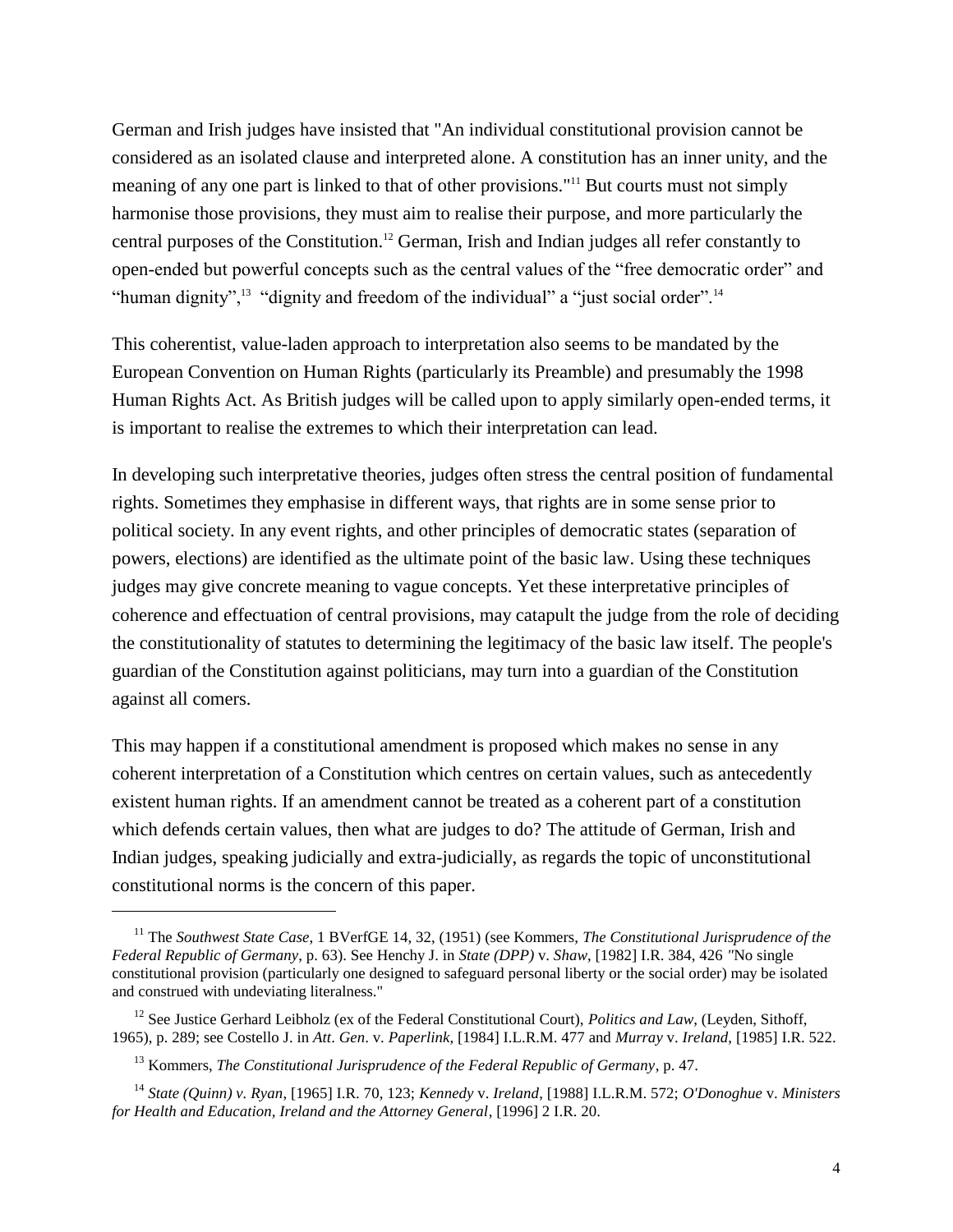German and Irish judges have insisted that "An individual constitutional provision cannot be considered as an isolated clause and interpreted alone. A constitution has an inner unity, and the meaning of any one part is linked to that of other provisions."[11] But courts must not simply harmonise those provisions, they must aim to realise their purpose, and more particularly the central purposes of the Constitution.[12] German, Irish and Indian judges all refer constantly to open-ended but powerful concepts such as the central values of the "free democratic order" and "human dignity",[13] "dignity and freedom of the individual" a "just social order".[14]

This coherentist, value-laden approach to interpretation also seems to be mandated by the European Convention on Human Rights (particularly its Preamble) and presumably the 1998 Human Rights Act. As British judges will be called upon to apply similarly open-ended terms, it is important to realise the extremes to which their interpretation can lead.

In developing such interpretative theories, judges often stress the central position of fundamental rights. Sometimes they emphasise in different ways, that rights are in some sense prior to political society. In any event rights, and other principles of democratic states (separation of powers, elections) are identified as the ultimate point of the basic law. Using these techniques judges may give concrete meaning to vague concepts. Yet these interpretative principles of coherence and effectuation of central provisions, may catapult the judge from the role of deciding the constitutionality of statutes to determining the legitimacy of the basic law itself. The people's guardian of the Constitution against politicians, may turn into a guardian of the Constitution against all comers.

This may happen if a constitutional amendment is proposed which makes no sense in any coherent interpretation of a Constitution which centres on certain values, such as antecedently existent human rights. If an amendment cannot be treated as a coherent part of a constitution which defends certain values, then what are judges to do? The attitude of German, Irish and Indian judges, speaking judicially and extra-judicially, as regards the topic of unconstitutional constitutional norms is the concern of this paper.

---

[11] The *Southwest State Case*, 1 BVerfGE 14, 32, (1951) (see Kommers, *The Constitutional Jurisprudence of the Federal Republic of Germany*, p. 63). See Henchy J. in *State (DPP)* v. *Shaw*, [1982] I.R. 384, 426 "No single constitutional provision (particularly one designed to safeguard personal liberty or the social order) may be isolated and construed with undeviating literalness."

[12] See Justice Gerhard Leibholz (ex of the Federal Constitutional Court), *Politics and Law*, (Leyden, Sithoff, 1965), p. 289; see Costello J. in *Att*. *Gen*. v. *Paperlink*, [1984] I.L.R.M. 477 and *Murray* v. *Ireland*, [1985] I.R. 522.

[13] Kommers, *The Constitutional Jurisprudence of the Federal Republic of Germany*, p. 47.

[14] *State (Quinn) v. Ryan*, [1965] I.R. 70, 123; *Kennedy* v. *Ireland*, [1988] I.L.R.M. 572; *O'Donoghue* v. *Ministers for Health and Education, Ireland and the Attorney General*, [1996] 2 I.R. 20.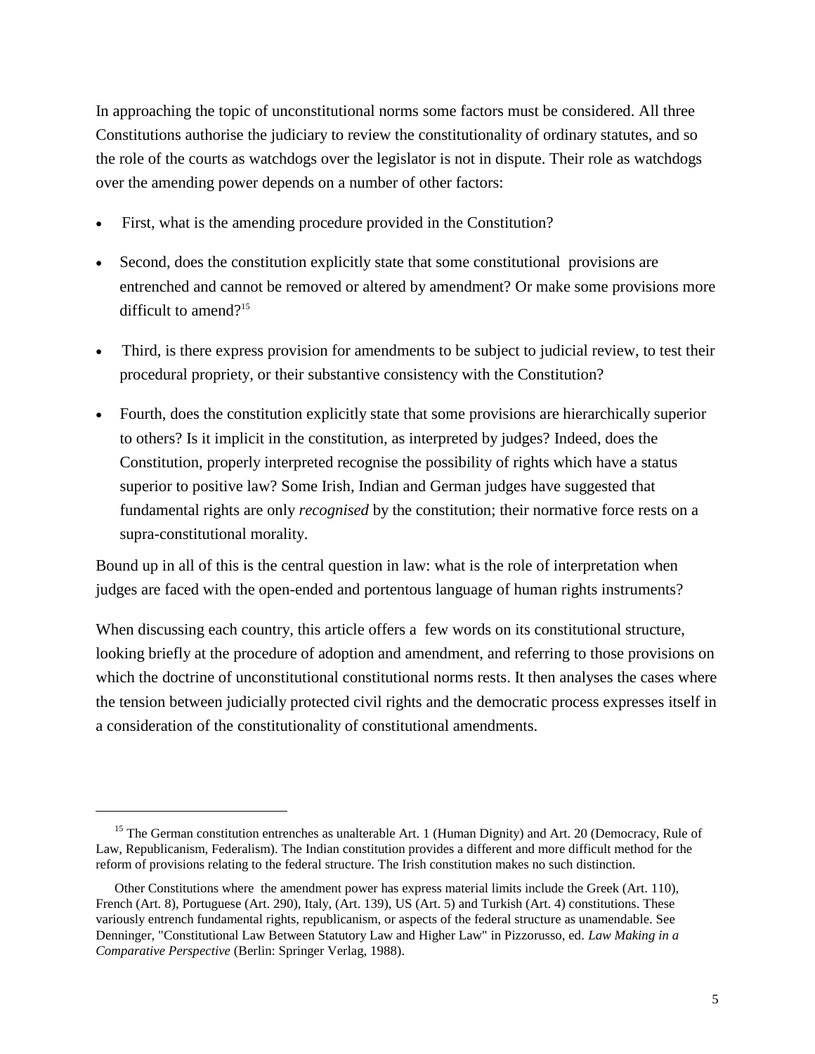In approaching the topic of unconstitutional norms some factors must be considered. All three Constitutions authorise the judiciary to review the constitutionality of ordinary statutes, and so the role of the courts as watchdogs over the legislator is not in dispute. Their role as watchdogs over the amending power depends on a number of other factors:

- First, what is the amending procedure provided in the Constitution?
- Second, does the constitution explicitly state that some constitutional provisions are entrenched and cannot be removed or altered by amendment? Or make some provisions more difficult to amend?[15]
- Third, is there express provision for amendments to be subject to judicial review, to test their procedural propriety, or their substantive consistency with the Constitution?
- Fourth, does the constitution explicitly state that some provisions are hierarchically superior to others? Is it implicit in the constitution, as interpreted by judges? Indeed, does the Constitution, properly interpreted recognise the possibility of rights which have a status superior to positive law? Some Irish, Indian and German judges have suggested that fundamental rights are only *recognised* by the constitution; their normative force rests on a supra-constitutional morality.

Bound up in all of this is the central question in law: what is the role of interpretation when judges are faced with the open-ended and portentous language of human rights instruments?

When discussing each country, this article offers a few words on its constitutional structure, looking briefly at the procedure of adoption and amendment, and referring to those provisions on which the doctrine of unconstitutional constitutional norms rests. It then analyses the cases where the tension between judicially protected civil rights and the democratic process expresses itself in a consideration of the constitutionality of constitutional amendments.

---

[15] The German constitution entrenches as unalterable Art. 1 (Human Dignity) and Art. 20 (Democracy, Rule of Law, Republicanism, Federalism). The Indian constitution provides a different and more difficult method for the reform of provisions relating to the federal structure. The Irish constitution makes no such distinction.

Other Constitutions where the amendment power has express material limits include the Greek (Art. 110), French (Art. 8), Portuguese (Art. 290), Italy, (Art. 139), US (Art. 5) and Turkish (Art. 4) constitutions. These variously entrench fundamental rights, republicanism, or aspects of the federal structure as unamendable. See Denninger, "Constitutional Law Between Statutory Law and Higher Law" in Pizzorusso, ed. *Law Making in a Comparative Perspective* (Berlin: Springer Verlag, 1988).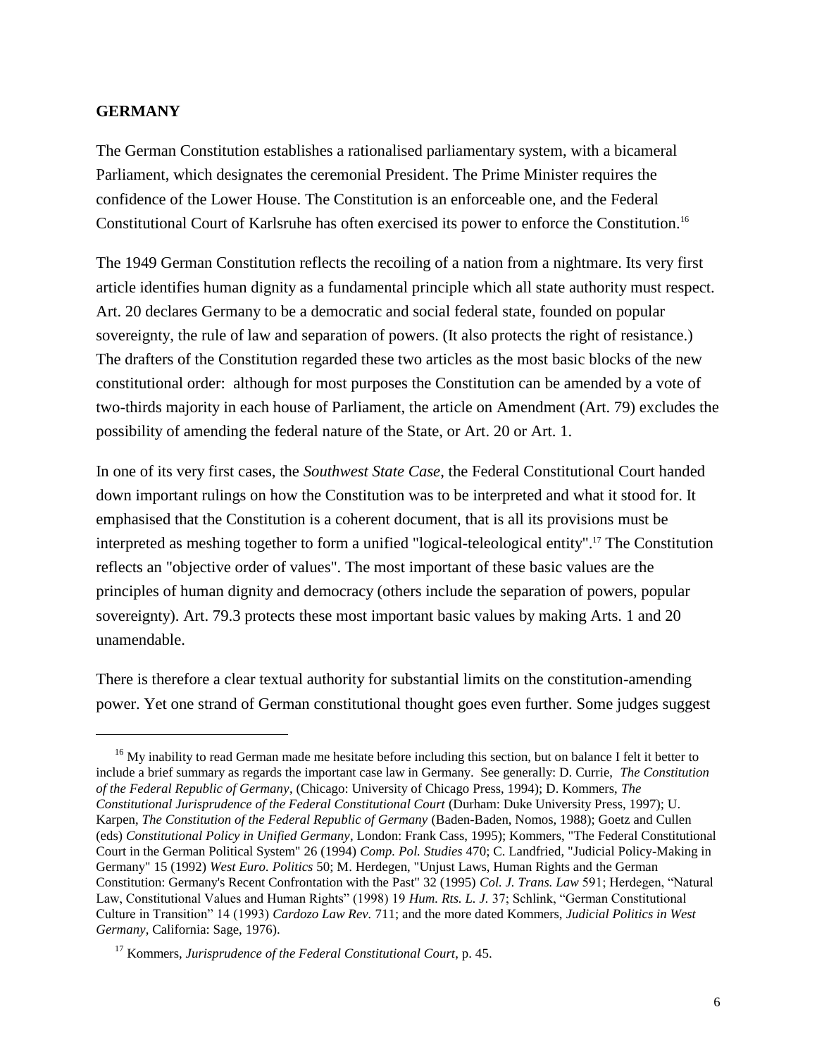**GERMANY**

The German Constitution establishes a rationalised parliamentary system, with a bicameral Parliament, which designates the ceremonial President. The Prime Minister requires the confidence of the Lower House. The Constitution is an enforceable one, and the Federal Constitutional Court of Karlsruhe has often exercised its power to enforce the Constitution.[16]

The 1949 German Constitution reflects the recoiling of a nation from a nightmare. Its very first article identifies human dignity as a fundamental principle which all state authority must respect. Art. 20 declares Germany to be a democratic and social federal state, founded on popular sovereignty, the rule of law and separation of powers. (It also protects the right of resistance.) The drafters of the Constitution regarded these two articles as the most basic blocks of the new constitutional order: although for most purposes the Constitution can be amended by a vote of two-thirds majority in each house of Parliament, the article on Amendment (Art. 79) excludes the possibility of amending the federal nature of the State, or Art. 20 or Art. 1.

In one of its very first cases, the *Southwest State Case*, the Federal Constitutional Court handed down important rulings on how the Constitution was to be interpreted and what it stood for. It emphasised that the Constitution is a coherent document, that is all its provisions must be interpreted as meshing together to form a unified "logical-teleological entity".[17] The Constitution reflects an "objective order of values". The most important of these basic values are the principles of human dignity and democracy (others include the separation of powers, popular sovereignty). Art. 79.3 protects these most important basic values by making Arts. 1 and 20 unamendable.

There is therefore a clear textual authority for substantial limits on the constitution-amending power. Yet one strand of German constitutional thought goes even further. Some judges suggest

---

[16] My inability to read German made me hesitate before including this section, but on balance I felt it better to include a brief summary as regards the important case law in Germany. See generally: D. Currie, *The Constitution of the Federal Republic of Germany*, (Chicago: University of Chicago Press, 1994); D. Kommers, *The Constitutional Jurisprudence of the Federal Constitutional Court* (Durham: Duke University Press, 1997); U. Karpen, *The Constitution of the Federal Republic of Germany* (Baden-Baden, Nomos, 1988); Goetz and Cullen (eds) *Constitutional Policy in Unified Germany*, London: Frank Cass, 1995); Kommers, "The Federal Constitutional Court in the German Political System" 26 (1994) *Comp. Pol. Studies* 470; C. Landfried, "Judicial Policy-Making in Germany" 15 (1992) *West Euro. Politics* 50; M. Herdegen, "Unjust Laws, Human Rights and the German Constitution: Germany's Recent Confrontation with the Past" 32 (1995) *Col. J. Trans. Law* 591; Herdegen, "Natural Law, Constitutional Values and Human Rights" (1998) 19 *Hum. Rts. L. J.* 37; Schlink, "German Constitutional Culture in Transition" 14 (1993) *Cardozo Law Rev.* 711; and the more dated Kommers, *Judicial Politics in West Germany*, California: Sage, 1976).

[17] Kommers, *Jurisprudence of the Federal Constitutional Court*, p. 45.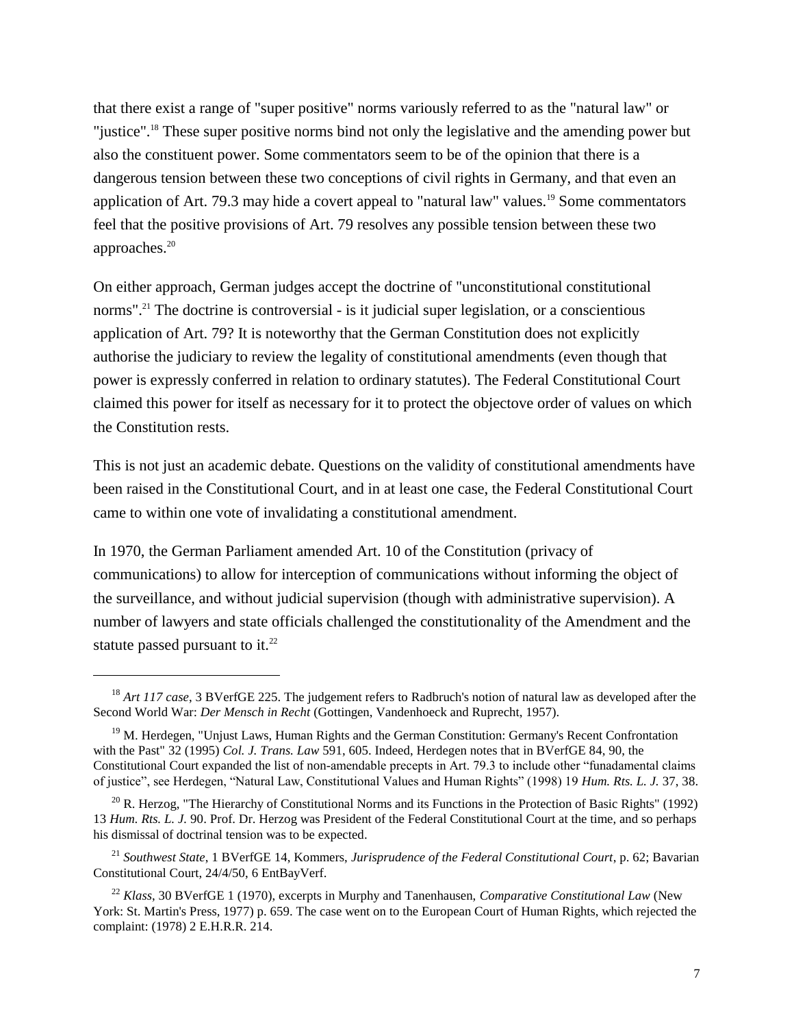that there exist a range of "super positive" norms variously referred to as the "natural law" or "justice".[18] These super positive norms bind not only the legislative and the amending power but also the constituent power. Some commentators seem to be of the opinion that there is a dangerous tension between these two conceptions of civil rights in Germany, and that even an application of Art. 79.3 may hide a covert appeal to "natural law" values.[19] Some commentators feel that the positive provisions of Art. 79 resolves any possible tension between these two approaches.[20]

On either approach, German judges accept the doctrine of "unconstitutional constitutional norms".[21] The doctrine is controversial - is it judicial super legislation, or a conscientious application of Art. 79? It is noteworthy that the German Constitution does not explicitly authorise the judiciary to review the legality of constitutional amendments (even though that power is expressly conferred in relation to ordinary statutes). The Federal Constitutional Court claimed this power for itself as necessary for it to protect the objectove order of values on which the Constitution rests.

This is not just an academic debate. Questions on the validity of constitutional amendments have been raised in the Constitutional Court, and in at least one case, the Federal Constitutional Court came to within one vote of invalidating a constitutional amendment.

In 1970, the German Parliament amended Art. 10 of the Constitution (privacy of communications) to allow for interception of communications without informing the object of the surveillance, and without judicial supervision (though with administrative supervision). A number of lawyers and state officials challenged the constitutionality of the Amendment and the statute passed pursuant to it.[22]

---

[18] *Art 117 case*, 3 BVerfGE 225. The judgement refers to Radbruch's notion of natural law as developed after the Second World War: *Der Mensch in Recht* (Gottingen, Vandenhoeck and Ruprecht, 1957).

[19] M. Herdegen, "Unjust Laws, Human Rights and the German Constitution: Germany's Recent Confrontation with the Past" 32 (1995) *Col. J. Trans. Law* 591, 605. Indeed, Herdegen notes that in BVerfGE 84, 90, the Constitutional Court expanded the list of non-amendable precepts in Art. 79.3 to include other "funadamental claims of justice", see Herdegen, "Natural Law, Constitutional Values and Human Rights" (1998) 19 *Hum. Rts. L. J.* 37, 38.

[20] R. Herzog, "The Hierarchy of Constitutional Norms and its Functions in the Protection of Basic Rights" (1992) 13 *Hum. Rts. L. J.* 90. Prof. Dr. Herzog was President of the Federal Constitutional Court at the time, and so perhaps his dismissal of doctrinal tension was to be expected.

[21] *Southwest State*, 1 BVerfGE 14, Kommers, *Jurisprudence of the Federal Constitutional Court*, p. 62; Bavarian Constitutional Court, 24/4/50, 6 EntBayVerf.

[22] *Klass*, 30 BVerfGE 1 (1970), excerpts in Murphy and Tanenhausen, *Comparative Constitutional Law* (New York: St. Martin's Press, 1977) p. 659. The case went on to the European Court of Human Rights, which rejected the complaint: (1978) 2 E.H.R.R. 214.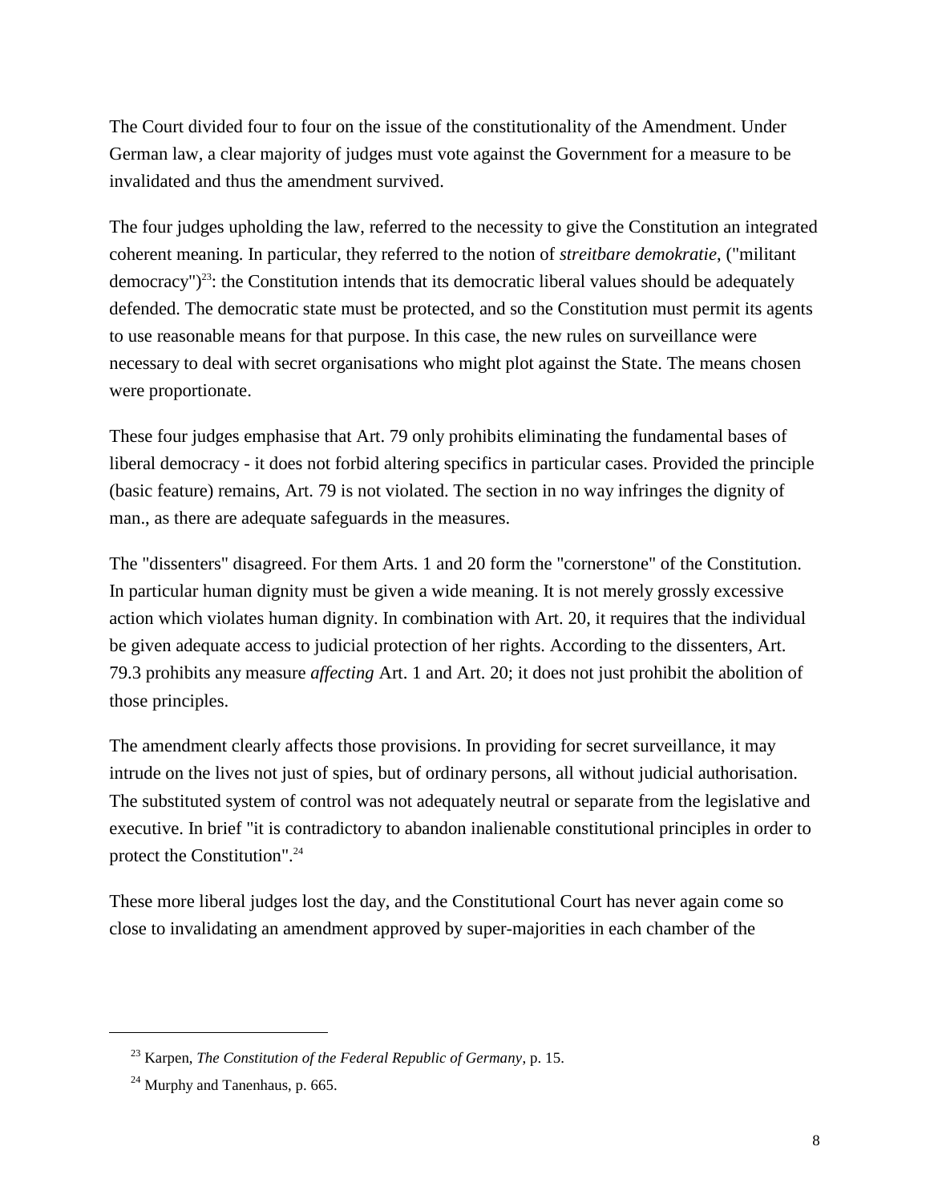The Court divided four to four on the issue of the constitutionality of the Amendment. Under German law, a clear majority of judges must vote against the Government for a measure to be invalidated and thus the amendment survived.

The four judges upholding the law, referred to the necessity to give the Constitution an integrated coherent meaning. In particular, they referred to the notion of *streitbare demokratie*, ("militant democracy")[23]: the Constitution intends that its democratic liberal values should be adequately defended. The democratic state must be protected, and so the Constitution must permit its agents to use reasonable means for that purpose. In this case, the new rules on surveillance were necessary to deal with secret organisations who might plot against the State. The means chosen were proportionate.

These four judges emphasise that Art. 79 only prohibits eliminating the fundamental bases of liberal democracy - it does not forbid altering specifics in particular cases. Provided the principle (basic feature) remains, Art. 79 is not violated. The section in no way infringes the dignity of man., as there are adequate safeguards in the measures.

The "dissenters" disagreed. For them Arts. 1 and 20 form the "cornerstone" of the Constitution. In particular human dignity must be given a wide meaning. It is not merely grossly excessive action which violates human dignity. In combination with Art. 20, it requires that the individual be given adequate access to judicial protection of her rights. According to the dissenters, Art. 79.3 prohibits any measure *affecting* Art. 1 and Art. 20; it does not just prohibit the abolition of those principles.

The amendment clearly affects those provisions. In providing for secret surveillance, it may intrude on the lives not just of spies, but of ordinary persons, all without judicial authorisation. The substituted system of control was not adequately neutral or separate from the legislative and executive. In brief "it is contradictory to abandon inalienable constitutional principles in order to protect the Constitution".[24]

These more liberal judges lost the day, and the Constitutional Court has never again come so close to invalidating an amendment approved by super-majorities in each chamber of the

[23] Karpen, *The Constitution of the Federal Republic of Germany*, p. 15.

[24] Murphy and Tanenhaus, p. 665.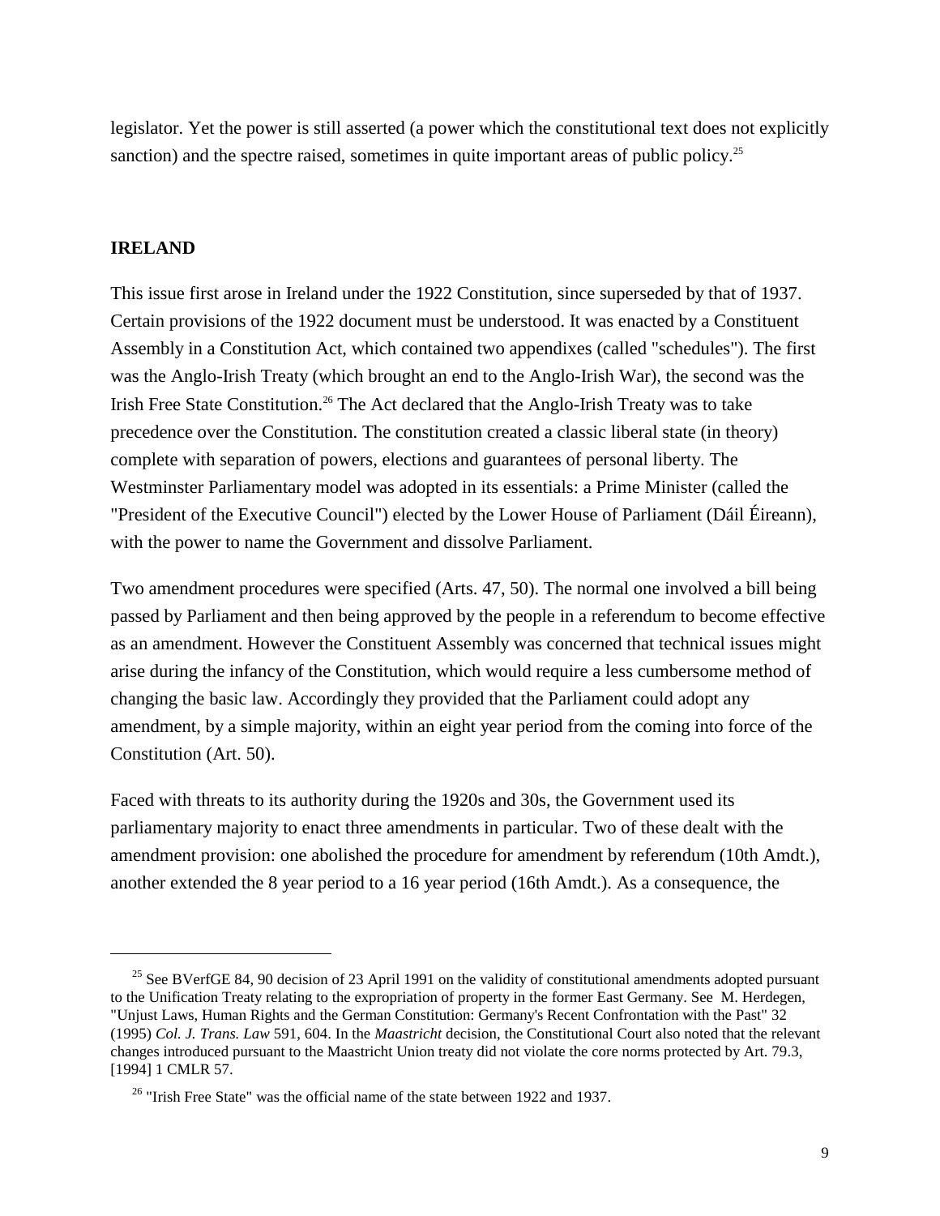legislator. Yet the power is still asserted (a power which the constitutional text does not explicitly sanction) and the spectre raised, sometimes in quite important areas of public policy.[25]

## IRELAND

This issue first arose in Ireland under the 1922 Constitution, since superseded by that of 1937. Certain provisions of the 1922 document must be understood. It was enacted by a Constituent Assembly in a Constitution Act, which contained two appendixes (called "schedules"). The first was the Anglo-Irish Treaty (which brought an end to the Anglo-Irish War), the second was the Irish Free State Constitution.[26] The Act declared that the Anglo-Irish Treaty was to take precedence over the Constitution. The constitution created a classic liberal state (in theory) complete with separation of powers, elections and guarantees of personal liberty. The Westminster Parliamentary model was adopted in its essentials: a Prime Minister (called the "President of the Executive Council") elected by the Lower House of Parliament (Dáil Éireann), with the power to name the Government and dissolve Parliament.

Two amendment procedures were specified (Arts. 47, 50). The normal one involved a bill being passed by Parliament and then being approved by the people in a referendum to become effective as an amendment. However the Constituent Assembly was concerned that technical issues might arise during the infancy of the Constitution, which would require a less cumbersome method of changing the basic law. Accordingly they provided that the Parliament could adopt any amendment, by a simple majority, within an eight year period from the coming into force of the Constitution (Art. 50).

Faced with threats to its authority during the 1920s and 30s, the Government used its parliamentary majority to enact three amendments in particular. Two of these dealt with the amendment provision: one abolished the procedure for amendment by referendum (10th Amdt.), another extended the 8 year period to a 16 year period (16th Amdt.). As a consequence, the

---

[25] See BVerfGE 84, 90 decision of 23 April 1991 on the validity of constitutional amendments adopted pursuant to the Unification Treaty relating to the expropriation of property in the former East Germany. See M. Herdegen, "Unjust Laws, Human Rights and the German Constitution: Germany's Recent Confrontation with the Past" 32 (1995) *Col. J. Trans. Law* 591, 604. In the *Maastricht* decision, the Constitutional Court also noted that the relevant changes introduced pursuant to the Maastricht Union treaty did not violate the core norms protected by Art. 79.3, [1994] 1 CMLR 57.

[26] "Irish Free State" was the official name of the state between 1922 and 1937.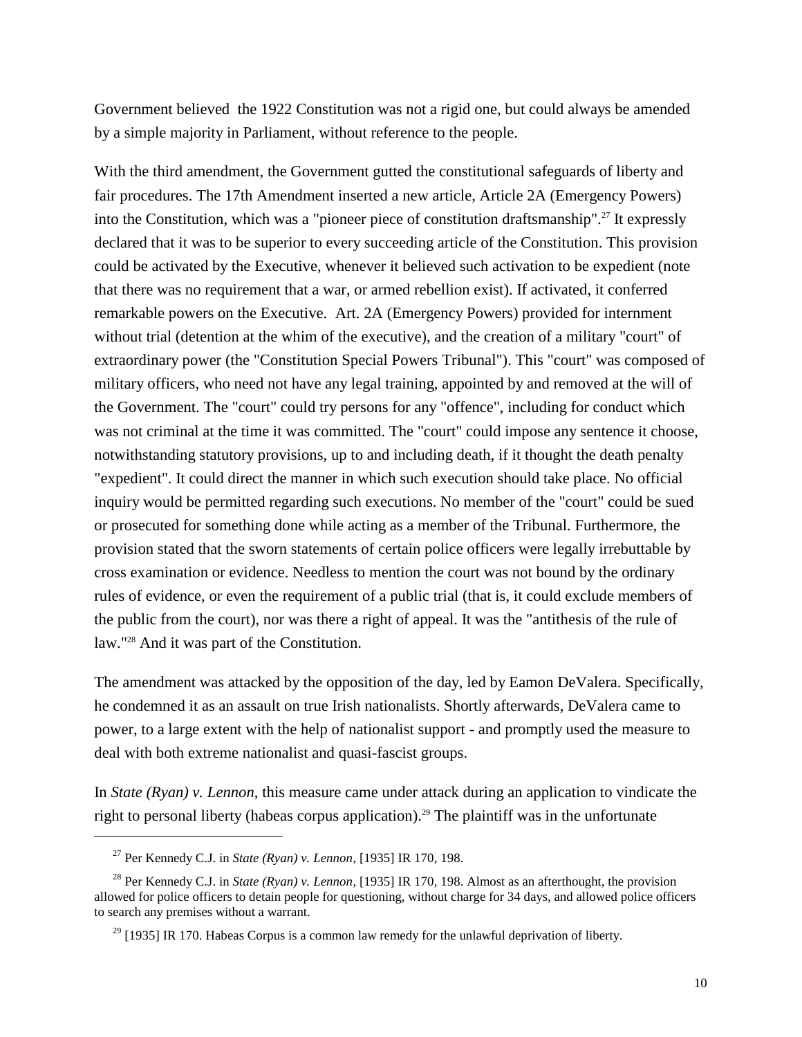Government believed the 1922 Constitution was not a rigid one, but could always be amended by a simple majority in Parliament, without reference to the people.

With the third amendment, the Government gutted the constitutional safeguards of liberty and fair procedures. The 17th Amendment inserted a new article, Article 2A (Emergency Powers) into the Constitution, which was a "pioneer piece of constitution draftsmanship".[27] It expressly declared that it was to be superior to every succeeding article of the Constitution. This provision could be activated by the Executive, whenever it believed such activation to be expedient (note that there was no requirement that a war, or armed rebellion exist). If activated, it conferred remarkable powers on the Executive. Art. 2A (Emergency Powers) provided for internment without trial (detention at the whim of the executive), and the creation of a military "court" of extraordinary power (the "Constitution Special Powers Tribunal"). This "court" was composed of military officers, who need not have any legal training, appointed by and removed at the will of the Government. The "court" could try persons for any "offence", including for conduct which was not criminal at the time it was committed. The "court" could impose any sentence it choose, notwithstanding statutory provisions, up to and including death, if it thought the death penalty "expedient". It could direct the manner in which such execution should take place. No official inquiry would be permitted regarding such executions. No member of the "court" could be sued or prosecuted for something done while acting as a member of the Tribunal. Furthermore, the provision stated that the sworn statements of certain police officers were legally irrebuttable by cross examination or evidence. Needless to mention the court was not bound by the ordinary rules of evidence, or even the requirement of a public trial (that is, it could exclude members of the public from the court), nor was there a right of appeal. It was the "antithesis of the rule of law."[28] And it was part of the Constitution.

The amendment was attacked by the opposition of the day, led by Eamon DeValera. Specifically, he condemned it as an assault on true Irish nationalists. Shortly afterwards, DeValera came to power, to a large extent with the help of nationalist support - and promptly used the measure to deal with both extreme nationalist and quasi-fascist groups.

In *State (Ryan) v. Lennon*, this measure came under attack during an application to vindicate the right to personal liberty (habeas corpus application).[29] The plaintiff was in the unfortunate

---

[27] Per Kennedy C.J. in *State (Ryan) v. Lennon*, [1935] IR 170, 198.

[28] Per Kennedy C.J. in *State (Ryan) v. Lennon*, [1935] IR 170, 198. Almost as an afterthought, the provision allowed for police officers to detain people for questioning, without charge for 34 days, and allowed police officers to search any premises without a warrant.

[29] [1935] IR 170. Habeas Corpus is a common law remedy for the unlawful deprivation of liberty.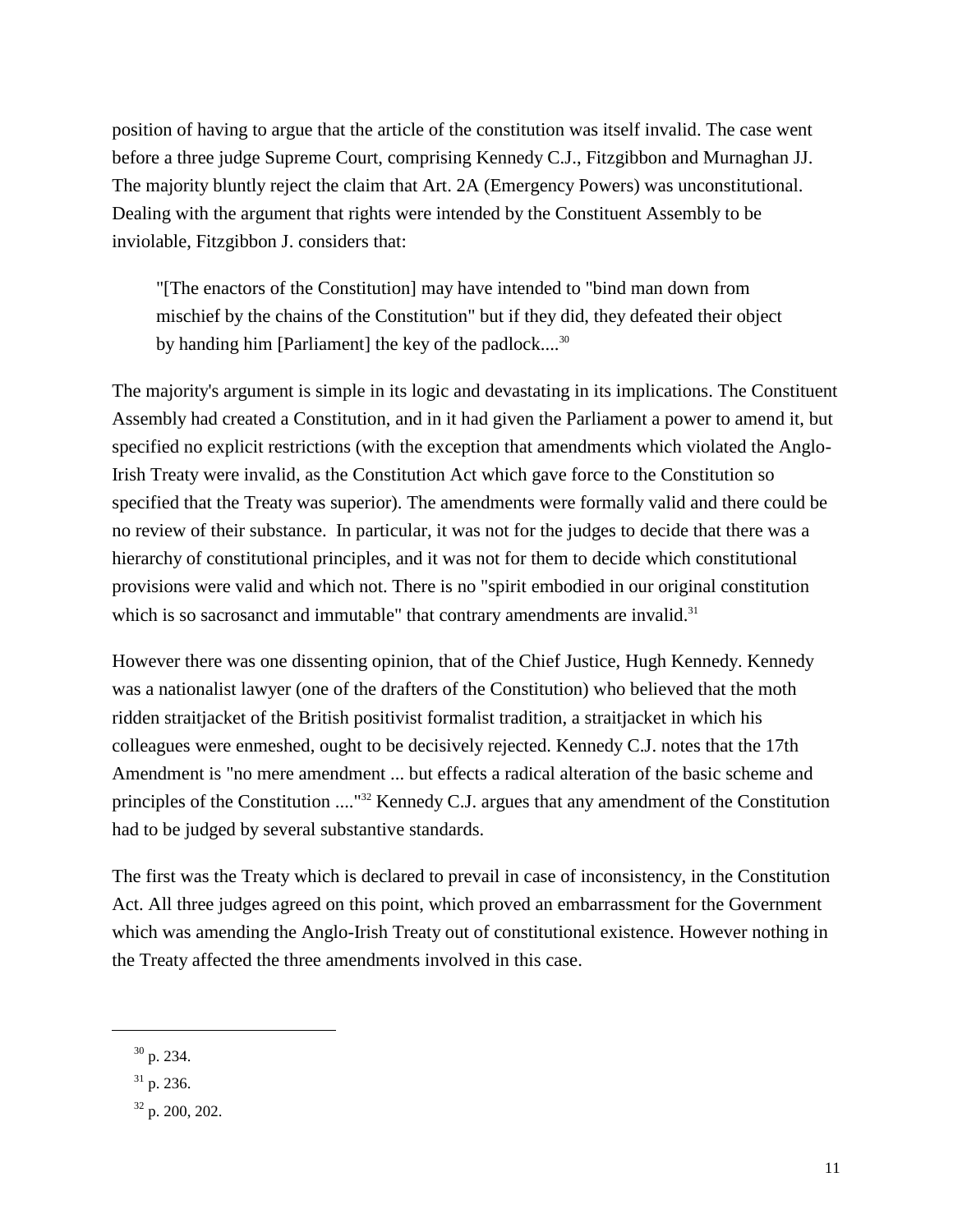position of having to argue that the article of the constitution was itself invalid. The case went before a three judge Supreme Court, comprising Kennedy C.J., Fitzgibbon and Murnaghan JJ. The majority bluntly reject the claim that Art. 2A (Emergency Powers) was unconstitutional. Dealing with the argument that rights were intended by the Constituent Assembly to be inviolable, Fitzgibbon J. considers that:

> "[The enactors of the Constitution] may have intended to "bind man down from mischief by the chains of the Constitution" but if they did, they defeated their object by handing him [Parliament] the key of the padlock....[30]

The majority's argument is simple in its logic and devastating in its implications. The Constituent Assembly had created a Constitution, and in it had given the Parliament a power to amend it, but specified no explicit restrictions (with the exception that amendments which violated the Anglo-Irish Treaty were invalid, as the Constitution Act which gave force to the Constitution so specified that the Treaty was superior). The amendments were formally valid and there could be no review of their substance. In particular, it was not for the judges to decide that there was a hierarchy of constitutional principles, and it was not for them to decide which constitutional provisions were valid and which not. There is no "spirit embodied in our original constitution which is so sacrosanct and immutable" that contrary amendments are invalid.[31]

However there was one dissenting opinion, that of the Chief Justice, Hugh Kennedy. Kennedy was a nationalist lawyer (one of the drafters of the Constitution) who believed that the moth ridden straitjacket of the British positivist formalist tradition, a straitjacket in which his colleagues were enmeshed, ought to be decisively rejected. Kennedy C.J. notes that the 17th Amendment is "no mere amendment ... but effects a radical alteration of the basic scheme and principles of the Constitution ...."[32] Kennedy C.J. argues that any amendment of the Constitution had to be judged by several substantive standards.

The first was the Treaty which is declared to prevail in case of inconsistency, in the Constitution Act. All three judges agreed on this point, which proved an embarrassment for the Government which was amending the Anglo-Irish Treaty out of constitutional existence. However nothing in the Treaty affected the three amendments involved in this case.

---

[30] p. 234.

[31] p. 236.

[32] p. 200, 202.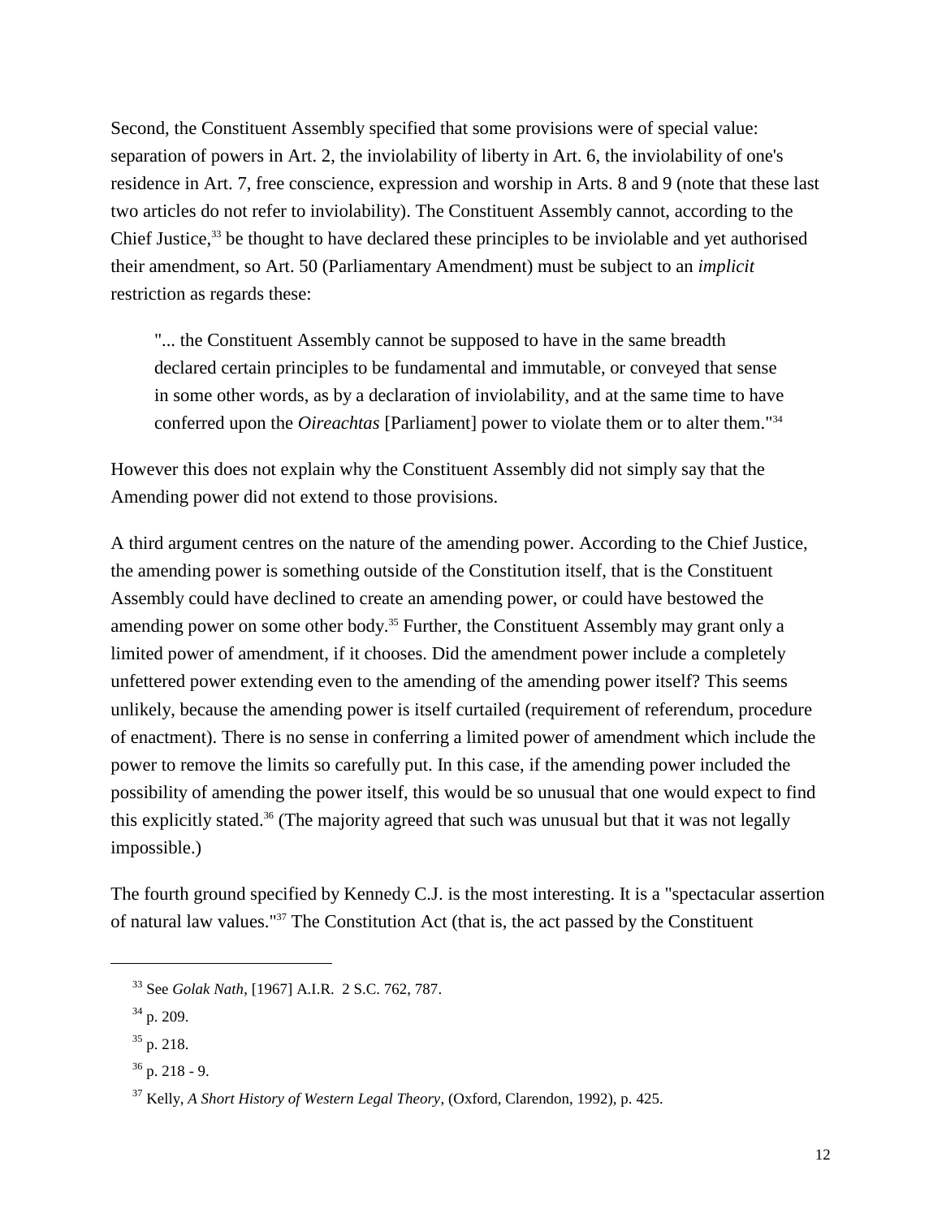Second, the Constituent Assembly specified that some provisions were of special value: separation of powers in Art. 2, the inviolability of liberty in Art. 6, the inviolability of one's residence in Art. 7, free conscience, expression and worship in Arts. 8 and 9 (note that these last two articles do not refer to inviolability). The Constituent Assembly cannot, according to the Chief Justice,[33] be thought to have declared these principles to be inviolable and yet authorised their amendment, so Art. 50 (Parliamentary Amendment) must be subject to an *implicit* restriction as regards these:

> "... the Constituent Assembly cannot be supposed to have in the same breadth declared certain principles to be fundamental and immutable, or conveyed that sense in some other words, as by a declaration of inviolability, and at the same time to have conferred upon the *Oireachtas* [Parliament] power to violate them or to alter them."[34]

However this does not explain why the Constituent Assembly did not simply say that the Amending power did not extend to those provisions.

A third argument centres on the nature of the amending power. According to the Chief Justice, the amending power is something outside of the Constitution itself, that is the Constituent Assembly could have declined to create an amending power, or could have bestowed the amending power on some other body.[35] Further, the Constituent Assembly may grant only a limited power of amendment, if it chooses. Did the amendment power include a completely unfettered power extending even to the amending of the amending power itself? This seems unlikely, because the amending power is itself curtailed (requirement of referendum, procedure of enactment). There is no sense in conferring a limited power of amendment which include the power to remove the limits so carefully put. In this case, if the amending power included the possibility of amending the power itself, this would be so unusual that one would expect to find this explicitly stated.[36] (The majority agreed that such was unusual but that it was not legally impossible.)

The fourth ground specified by Kennedy C.J. is the most interesting. It is a "spectacular assertion of natural law values."[37] The Constitution Act (that is, the act passed by the Constituent

---

[33] See *Golak Nath*, [1967] A.I.R. 2 S.C. 762, 787.

[34] p. 209.

[35] p. 218.

[36] p. 218 - 9.

[37] Kelly, *A Short History of Western Legal Theory*, (Oxford, Clarendon, 1992), p. 425.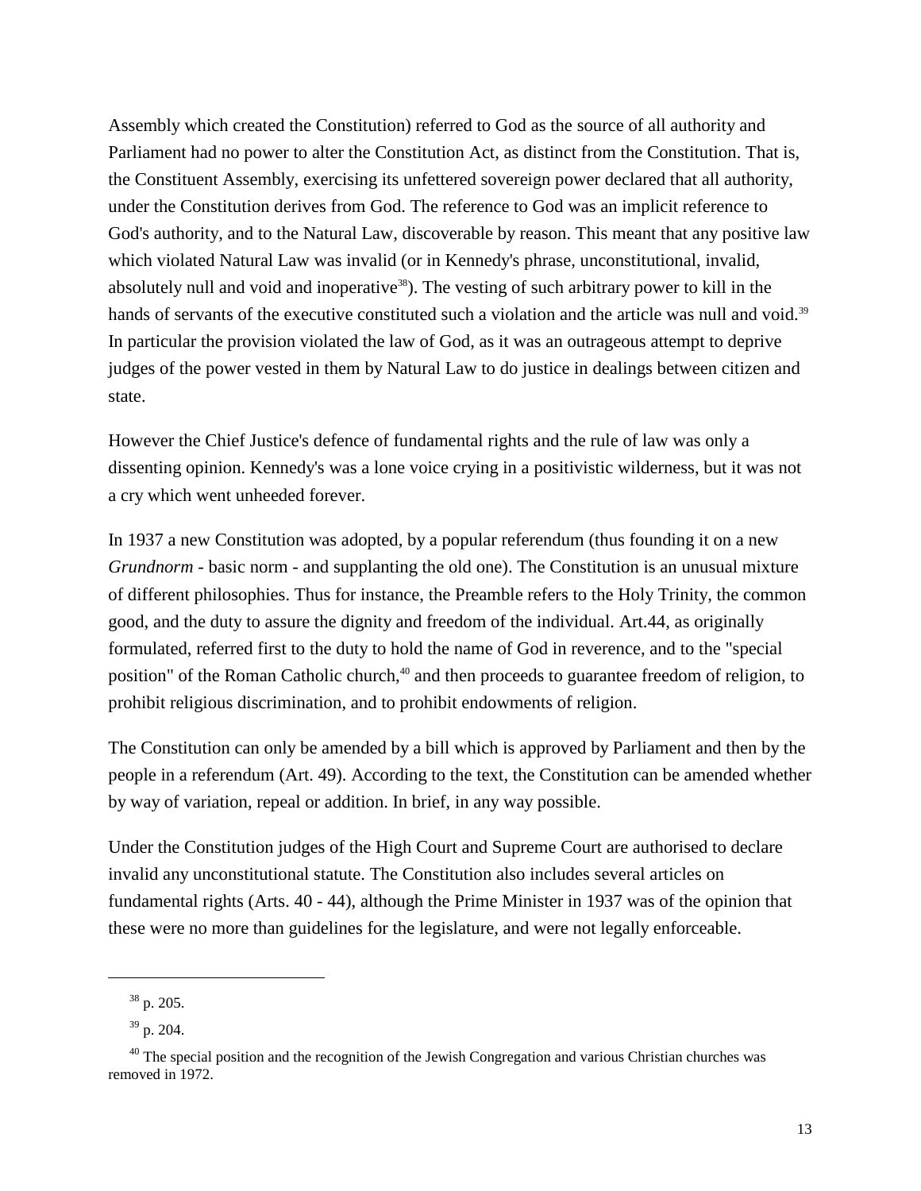Assembly which created the Constitution) referred to God as the source of all authority and Parliament had no power to alter the Constitution Act, as distinct from the Constitution. That is, the Constituent Assembly, exercising its unfettered sovereign power declared that all authority, under the Constitution derives from God. The reference to God was an implicit reference to God's authority, and to the Natural Law, discoverable by reason. This meant that any positive law which violated Natural Law was invalid (or in Kennedy's phrase, unconstitutional, invalid, absolutely null and void and inoperative[38]). The vesting of such arbitrary power to kill in the hands of servants of the executive constituted such a violation and the article was null and void.[39] In particular the provision violated the law of God, as it was an outrageous attempt to deprive judges of the power vested in them by Natural Law to do justice in dealings between citizen and state.

However the Chief Justice's defence of fundamental rights and the rule of law was only a dissenting opinion. Kennedy's was a lone voice crying in a positivistic wilderness, but it was not a cry which went unheeded forever.

In 1937 a new Constitution was adopted, by a popular referendum (thus founding it on a new *Grundnorm* - basic norm - and supplanting the old one). The Constitution is an unusual mixture of different philosophies. Thus for instance, the Preamble refers to the Holy Trinity, the common good, and the duty to assure the dignity and freedom of the individual. Art.44, as originally formulated, referred first to the duty to hold the name of God in reverence, and to the "special position" of the Roman Catholic church,[40] and then proceeds to guarantee freedom of religion, to prohibit religious discrimination, and to prohibit endowments of religion.

The Constitution can only be amended by a bill which is approved by Parliament and then by the people in a referendum (Art. 49). According to the text, the Constitution can be amended whether by way of variation, repeal or addition. In brief, in any way possible.

Under the Constitution judges of the High Court and Supreme Court are authorised to declare invalid any unconstitutional statute. The Constitution also includes several articles on fundamental rights (Arts. 40 - 44), although the Prime Minister in 1937 was of the opinion that these were no more than guidelines for the legislature, and were not legally enforceable.

---

[38] p. 205.

[39] p. 204.

[40] The special position and the recognition of the Jewish Congregation and various Christian churches was removed in 1972.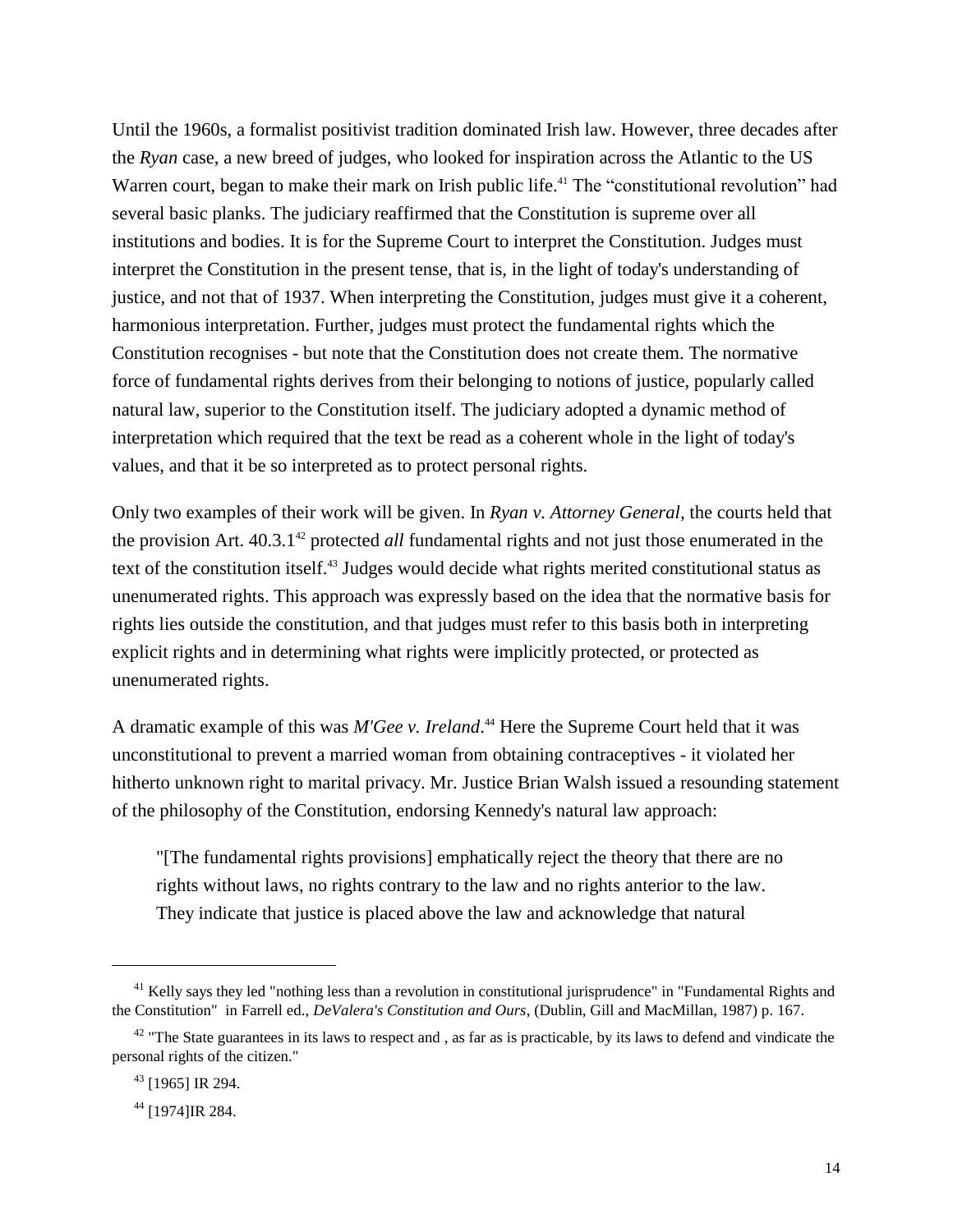Until the 1960s, a formalist positivist tradition dominated Irish law. However, three decades after the *Ryan* case, a new breed of judges, who looked for inspiration across the Atlantic to the US Warren court, began to make their mark on Irish public life.[41] The "constitutional revolution" had several basic planks. The judiciary reaffirmed that the Constitution is supreme over all institutions and bodies. It is for the Supreme Court to interpret the Constitution. Judges must interpret the Constitution in the present tense, that is, in the light of today's understanding of justice, and not that of 1937. When interpreting the Constitution, judges must give it a coherent, harmonious interpretation. Further, judges must protect the fundamental rights which the Constitution recognises - but note that the Constitution does not create them. The normative force of fundamental rights derives from their belonging to notions of justice, popularly called natural law, superior to the Constitution itself. The judiciary adopted a dynamic method of interpretation which required that the text be read as a coherent whole in the light of today's values, and that it be so interpreted as to protect personal rights.

Only two examples of their work will be given. In *Ryan v. Attorney General*, the courts held that the provision Art. 40.3.1[42] protected *all* fundamental rights and not just those enumerated in the text of the constitution itself.[43] Judges would decide what rights merited constitutional status as unenumerated rights. This approach was expressly based on the idea that the normative basis for rights lies outside the constitution, and that judges must refer to this basis both in interpreting explicit rights and in determining what rights were implicitly protected, or protected as unenumerated rights.

A dramatic example of this was *M'Gee v. Ireland*.[44] Here the Supreme Court held that it was unconstitutional to prevent a married woman from obtaining contraceptives - it violated her hitherto unknown right to marital privacy. Mr. Justice Brian Walsh issued a resounding statement of the philosophy of the Constitution, endorsing Kennedy's natural law approach:

> "[The fundamental rights provisions] emphatically reject the theory that there are no rights without laws, no rights contrary to the law and no rights anterior to the law. They indicate that justice is placed above the law and acknowledge that natural

---

[41] Kelly says they led "nothing less than a revolution in constitutional jurisprudence" in "Fundamental Rights and the Constitution" in Farrell ed., *DeValera's Constitution and Ours*, (Dublin, Gill and MacMillan, 1987) p. 167.

[42] "The State guarantees in its laws to respect and , as far as is practicable, by its laws to defend and vindicate the personal rights of the citizen."

[43] [1965] IR 294.

[44] [1974]IR 284.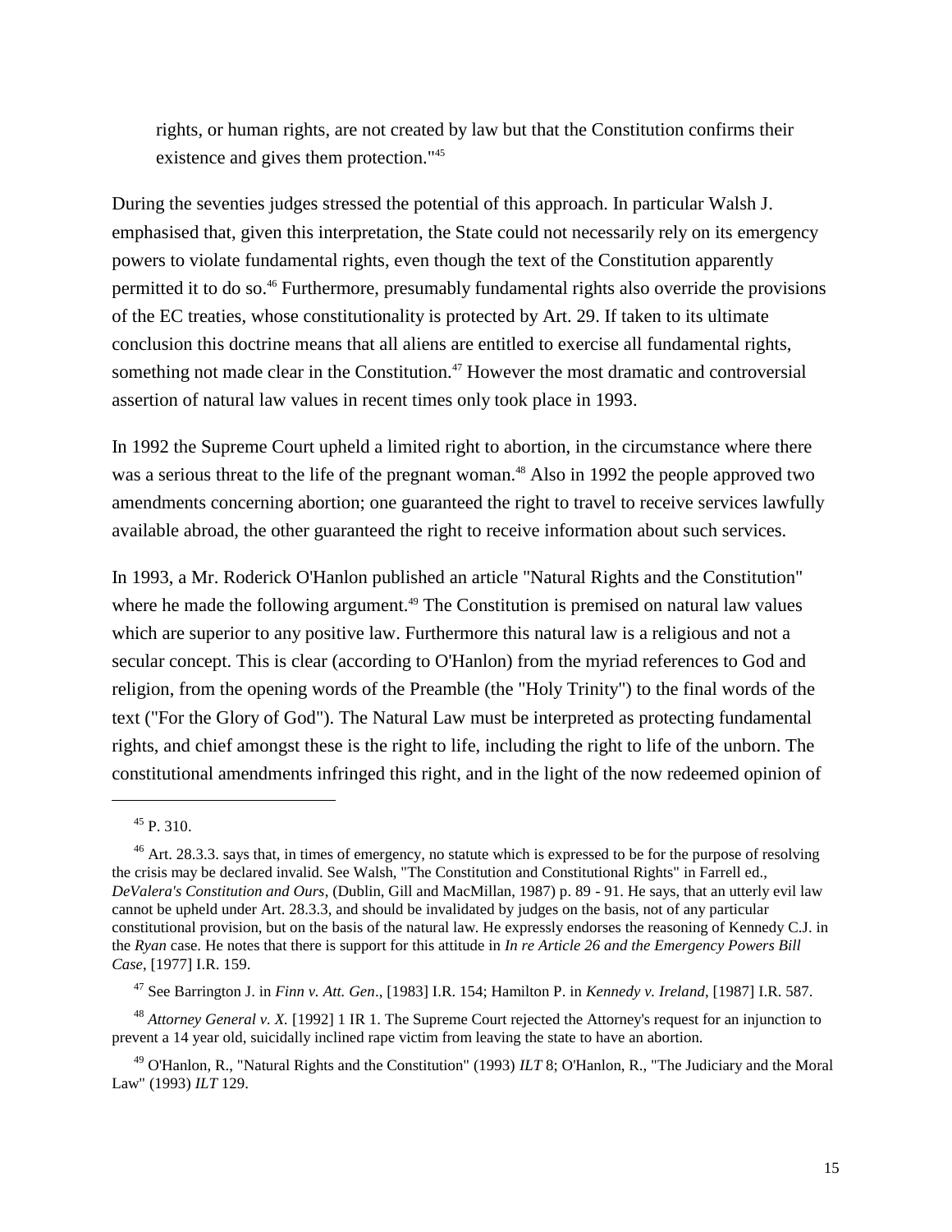rights, or human rights, are not created by law but that the Constitution confirms their existence and gives them protection."[45]

During the seventies judges stressed the potential of this approach. In particular Walsh J. emphasised that, given this interpretation, the State could not necessarily rely on its emergency powers to violate fundamental rights, even though the text of the Constitution apparently permitted it to do so.[46] Furthermore, presumably fundamental rights also override the provisions of the EC treaties, whose constitutionality is protected by Art. 29. If taken to its ultimate conclusion this doctrine means that all aliens are entitled to exercise all fundamental rights, something not made clear in the Constitution.[47] However the most dramatic and controversial assertion of natural law values in recent times only took place in 1993.

In 1992 the Supreme Court upheld a limited right to abortion, in the circumstance where there was a serious threat to the life of the pregnant woman.[48] Also in 1992 the people approved two amendments concerning abortion; one guaranteed the right to travel to receive services lawfully available abroad, the other guaranteed the right to receive information about such services.

In 1993, a Mr. Roderick O'Hanlon published an article "Natural Rights and the Constitution" where he made the following argument.[49] The Constitution is premised on natural law values which are superior to any positive law. Furthermore this natural law is a religious and not a secular concept. This is clear (according to O'Hanlon) from the myriad references to God and religion, from the opening words of the Preamble (the "Holy Trinity") to the final words of the text ("For the Glory of God"). The Natural Law must be interpreted as protecting fundamental rights, and chief amongst these is the right to life, including the right to life of the unborn. The constitutional amendments infringed this right, and in the light of the now redeemed opinion of

---

[45] P. 310.

[46] Art. 28.3.3. says that, in times of emergency, no statute which is expressed to be for the purpose of resolving the crisis may be declared invalid. See Walsh, "The Constitution and Constitutional Rights" in Farrell ed., *DeValera's Constitution and Ours*, (Dublin, Gill and MacMillan, 1987) p. 89 - 91. He says, that an utterly evil law cannot be upheld under Art. 28.3.3, and should be invalidated by judges on the basis, not of any particular constitutional provision, but on the basis of the natural law. He expressly endorses the reasoning of Kennedy C.J. in the *Ryan* case. He notes that there is support for this attitude in *In re Article 26 and the Emergency Powers Bill Case*, [1977] I.R. 159.

[47] See Barrington J. in *Finn v. Att. Gen*., [1983] I.R. 154; Hamilton P. in *Kennedy v. Ireland*, [1987] I.R. 587.

[48] *Attorney General v. X.* [1992] 1 IR 1. The Supreme Court rejected the Attorney's request for an injunction to prevent a 14 year old, suicidally inclined rape victim from leaving the state to have an abortion.

[49] O'Hanlon, R., "Natural Rights and the Constitution" (1993) *ILT* 8; O'Hanlon, R., "The Judiciary and the Moral Law" (1993) *ILT* 129.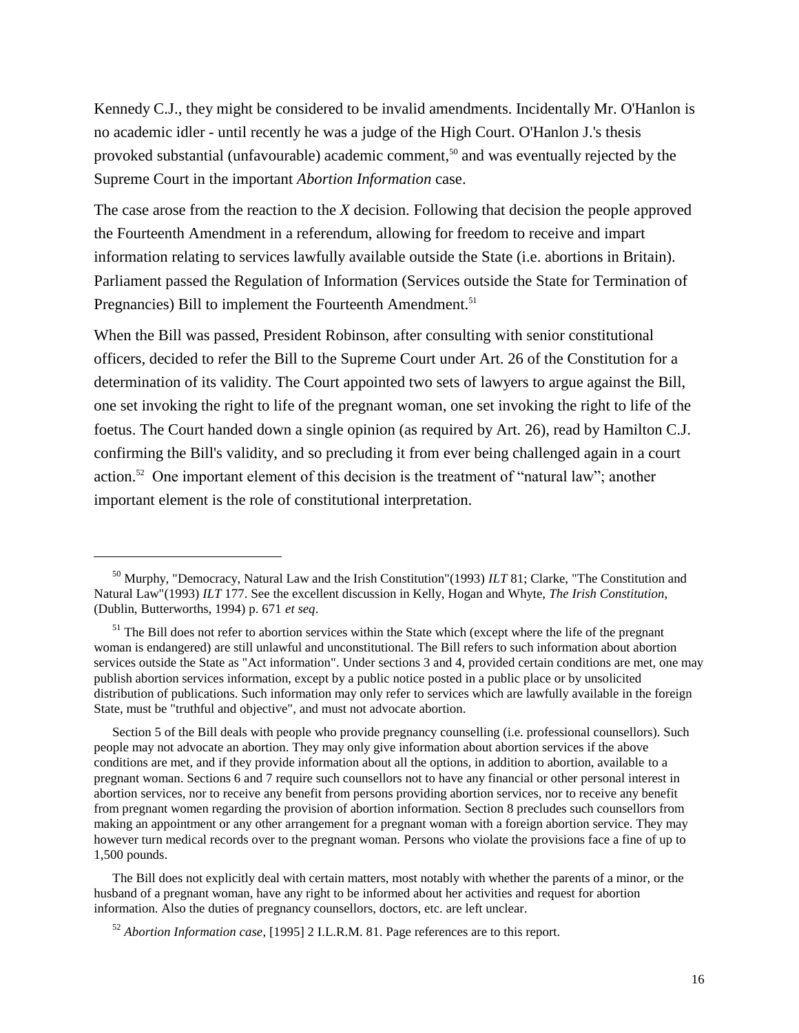Kennedy C.J., they might be considered to be invalid amendments. Incidentally Mr. O'Hanlon is no academic idler - until recently he was a judge of the High Court. O'Hanlon J.'s thesis provoked substantial (unfavourable) academic comment,[50] and was eventually rejected by the Supreme Court in the important *Abortion Information* case.

The case arose from the reaction to the *X* decision. Following that decision the people approved the Fourteenth Amendment in a referendum, allowing for freedom to receive and impart information relating to services lawfully available outside the State (i.e. abortions in Britain). Parliament passed the Regulation of Information (Services outside the State for Termination of Pregnancies) Bill to implement the Fourteenth Amendment.[51]

When the Bill was passed, President Robinson, after consulting with senior constitutional officers, decided to refer the Bill to the Supreme Court under Art. 26 of the Constitution for a determination of its validity. The Court appointed two sets of lawyers to argue against the Bill, one set invoking the right to life of the pregnant woman, one set invoking the right to life of the foetus. The Court handed down a single opinion (as required by Art. 26), read by Hamilton C.J. confirming the Bill's validity, and so precluding it from ever being challenged again in a court action.[52] One important element of this decision is the treatment of "natural law"; another important element is the role of constitutional interpretation.

---

[50] Murphy, "Democracy, Natural Law and the Irish Constitution"(1993) *ILT* 81; Clarke, "The Constitution and Natural Law"(1993) *ILT* 177. See the excellent discussion in Kelly, Hogan and Whyte, *The Irish Constitution*, (Dublin, Butterworths, 1994) p. 671 *et seq*.

[51] The Bill does not refer to abortion services within the State which (except where the life of the pregnant woman is endangered) are still unlawful and unconstitutional. The Bill refers to such information about abortion services outside the State as "Act information". Under sections 3 and 4, provided certain conditions are met, one may publish abortion services information, except by a public notice posted in a public place or by unsolicited distribution of publications. Such information may only refer to services which are lawfully available in the foreign State, must be "truthful and objective", and must not advocate abortion.

Section 5 of the Bill deals with people who provide pregnancy counselling (i.e. professional counsellors). Such people may not advocate an abortion. They may only give information about abortion services if the above conditions are met, and if they provide information about all the options, in addition to abortion, available to a pregnant woman. Sections 6 and 7 require such counsellors not to have any financial or other personal interest in abortion services, nor to receive any benefit from persons providing abortion services, nor to receive any benefit from pregnant women regarding the provision of abortion information. Section 8 precludes such counsellors from making an appointment or any other arrangement for a pregnant woman with a foreign abortion service. They may however turn medical records over to the pregnant woman. Persons who violate the provisions face a fine of up to 1,500 pounds.

The Bill does not explicitly deal with certain matters, most notably with whether the parents of a minor, or the husband of a pregnant woman, have any right to be informed about her activities and request for abortion information. Also the duties of pregnancy counsellors, doctors, etc. are left unclear.

[52] *Abortion Information case*, [1995] 2 I.L.R.M. 81. Page references are to this report.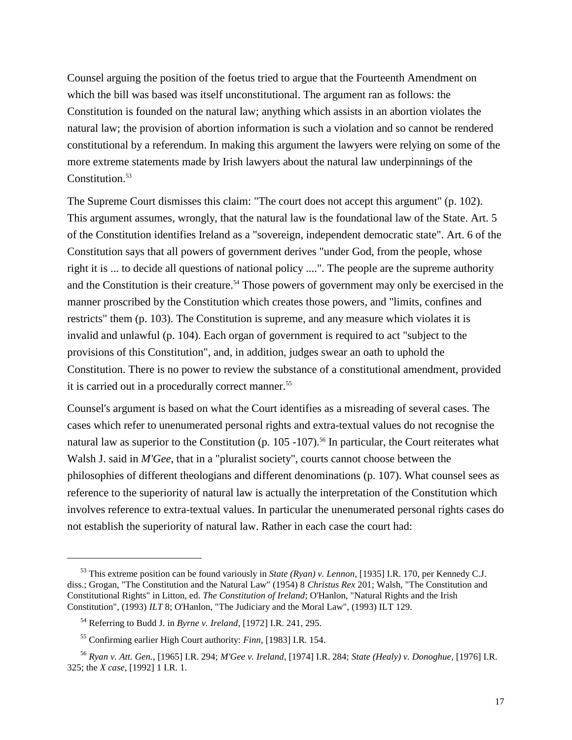Counsel arguing the position of the foetus tried to argue that the Fourteenth Amendment on which the bill was based was itself unconstitutional. The argument ran as follows: the Constitution is founded on the natural law; anything which assists in an abortion violates the natural law; the provision of abortion information is such a violation and so cannot be rendered constitutional by a referendum. In making this argument the lawyers were relying on some of the more extreme statements made by Irish lawyers about the natural law underpinnings of the Constitution.[53]

The Supreme Court dismisses this claim: "The court does not accept this argument" (p. 102). This argument assumes, wrongly, that the natural law is the foundational law of the State. Art. 5 of the Constitution identifies Ireland as a "sovereign, independent democratic state". Art. 6 of the Constitution says that all powers of government derives "under God, from the people, whose right it is ... to decide all questions of national policy ....". The people are the supreme authority and the Constitution is their creature.[54] Those powers of government may only be exercised in the manner proscribed by the Constitution which creates those powers, and "limits, confines and restricts" them (p. 103). The Constitution is supreme, and any measure which violates it is invalid and unlawful (p. 104). Each organ of government is required to act "subject to the provisions of this Constitution", and, in addition, judges swear an oath to uphold the Constitution. There is no power to review the substance of a constitutional amendment, provided it is carried out in a procedurally correct manner.[55]

Counsel's argument is based on what the Court identifies as a misreading of several cases. The cases which refer to unenumerated personal rights and extra-textual values do not recognise the natural law as superior to the Constitution (p. 105 -107).[56] In particular, the Court reiterates what Walsh J. said in *M'Gee*, that in a "pluralist society", courts cannot choose between the philosophies of different theologians and different denominations (p. 107). What counsel sees as reference to the superiority of natural law is actually the interpretation of the Constitution which involves reference to extra-textual values. In particular the unenumerated personal rights cases do not establish the superiority of natural law. Rather in each case the court had:

---

[53] This extreme position can be found variously in *State (Ryan) v. Lennon*, [1935] I.R. 170, per Kennedy C.J. diss.; Grogan, "The Constitution and the Natural Law" (1954) 8 *Christus Rex* 201; Walsh, "The Constitution and Constitutional Rights" in Litton, ed. *The Constitution of Ireland*; O'Hanlon, "Natural Rights and the Irish Constitution", (1993) *ILT* 8; O'Hanlon, "The Judiciary and the Moral Law", (1993) ILT 129.

[54] Referring to Budd J. in *Byrne v. Ireland*, [1972] I.R. 241, 295.

[55] Confirming earlier High Court authority: *Finn*, [1983] I.R. 154.

[56] *Ryan v. Att. Gen.*, [1965] I.R. 294; *M'Gee v. Ireland*, [1974] I.R. 284; *State (Healy) v. Donoghue*, [1976] I.R. 325; the *X case*, [1992] 1 I.R. 1.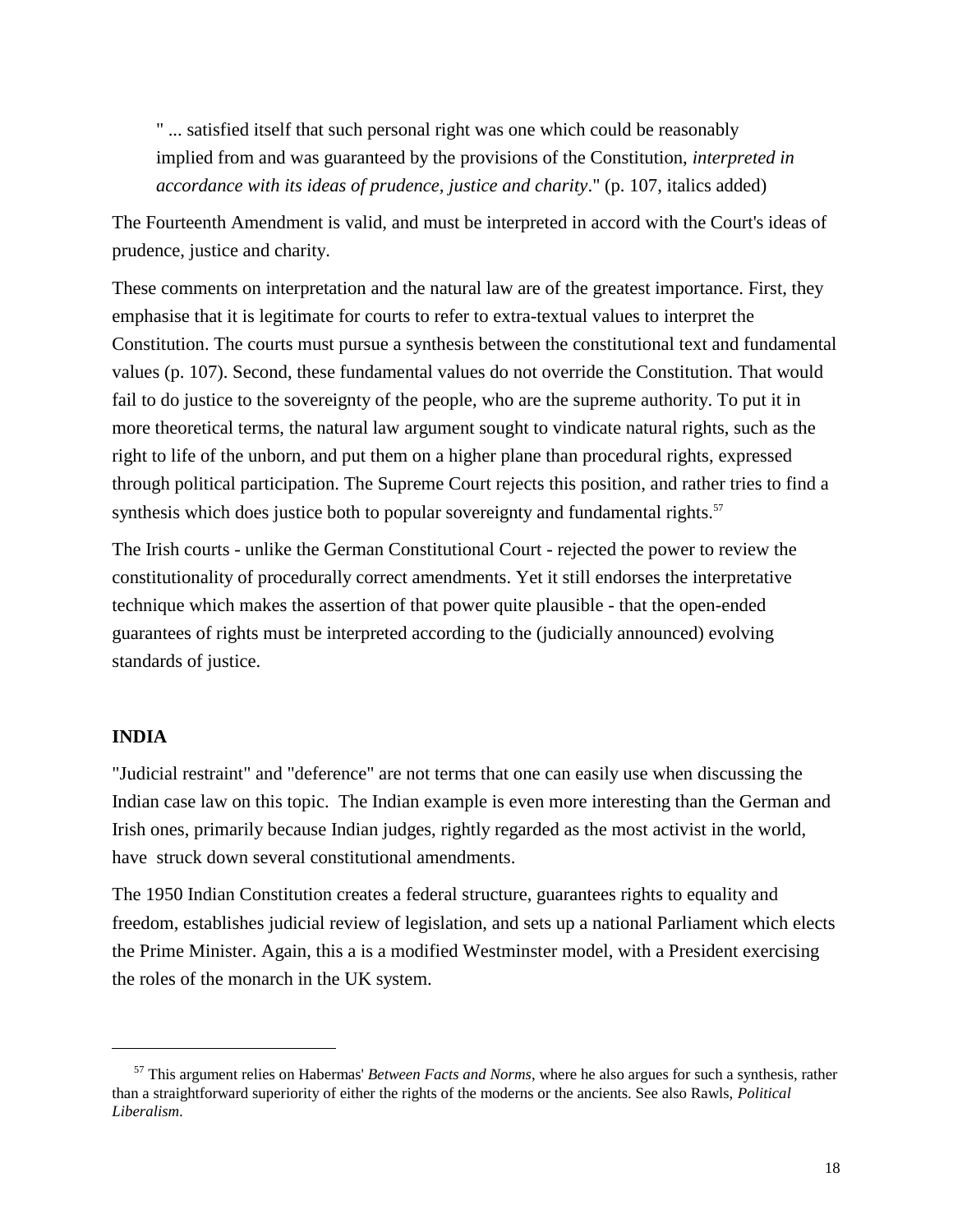> " ... satisfied itself that such personal right was one which could be reasonably implied from and was guaranteed by the provisions of the Constitution, *interpreted in accordance with its ideas of prudence, justice and charity*." (p. 107, italics added)

The Fourteenth Amendment is valid, and must be interpreted in accord with the Court's ideas of prudence, justice and charity.

These comments on interpretation and the natural law are of the greatest importance. First, they emphasise that it is legitimate for courts to refer to extra-textual values to interpret the Constitution. The courts must pursue a synthesis between the constitutional text and fundamental values (p. 107). Second, these fundamental values do not override the Constitution. That would fail to do justice to the sovereignty of the people, who are the supreme authority. To put it in more theoretical terms, the natural law argument sought to vindicate natural rights, such as the right to life of the unborn, and put them on a higher plane than procedural rights, expressed through political participation. The Supreme Court rejects this position, and rather tries to find a synthesis which does justice both to popular sovereignty and fundamental rights.[57]

The Irish courts - unlike the German Constitutional Court - rejected the power to review the constitutionality of procedurally correct amendments. Yet it still endorses the interpretative technique which makes the assertion of that power quite plausible - that the open-ended guarantees of rights must be interpreted according to the (judicially announced) evolving standards of justice.

**INDIA**

"Judicial restraint" and "deference" are not terms that one can easily use when discussing the Indian case law on this topic. The Indian example is even more interesting than the German and Irish ones, primarily because Indian judges, rightly regarded as the most activist in the world, have struck down several constitutional amendments.

The 1950 Indian Constitution creates a federal structure, guarantees rights to equality and freedom, establishes judicial review of legislation, and sets up a national Parliament which elects the Prime Minister. Again, this a is a modified Westminster model, with a President exercising the roles of the monarch in the UK system.

---

[57] This argument relies on Habermas' *Between Facts and Norms*, where he also argues for such a synthesis, rather than a straightforward superiority of either the rights of the moderns or the ancients. See also Rawls, *Political Liberalism*.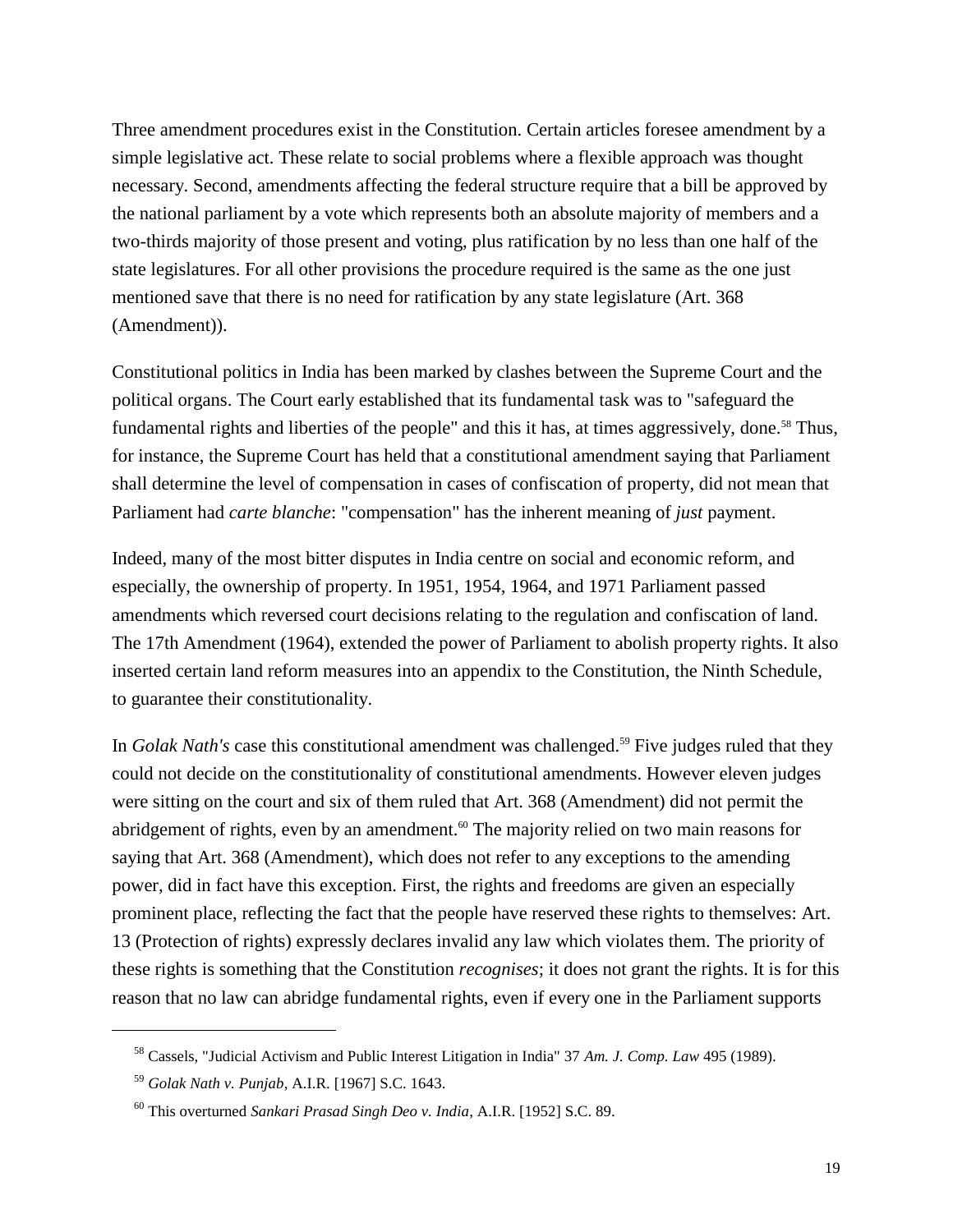Three amendment procedures exist in the Constitution. Certain articles foresee amendment by a simple legislative act. These relate to social problems where a flexible approach was thought necessary. Second, amendments affecting the federal structure require that a bill be approved by the national parliament by a vote which represents both an absolute majority of members and a two-thirds majority of those present and voting, plus ratification by no less than one half of the state legislatures. For all other provisions the procedure required is the same as the one just mentioned save that there is no need for ratification by any state legislature (Art. 368 (Amendment)).

Constitutional politics in India has been marked by clashes between the Supreme Court and the political organs. The Court early established that its fundamental task was to "safeguard the fundamental rights and liberties of the people" and this it has, at times aggressively, done.[58] Thus, for instance, the Supreme Court has held that a constitutional amendment saying that Parliament shall determine the level of compensation in cases of confiscation of property, did not mean that Parliament had *carte blanche*: "compensation" has the inherent meaning of *just* payment.

Indeed, many of the most bitter disputes in India centre on social and economic reform, and especially, the ownership of property. In 1951, 1954, 1964, and 1971 Parliament passed amendments which reversed court decisions relating to the regulation and confiscation of land. The 17th Amendment (1964), extended the power of Parliament to abolish property rights. It also inserted certain land reform measures into an appendix to the Constitution, the Ninth Schedule, to guarantee their constitutionality.

In *Golak Nath's* case this constitutional amendment was challenged.[59] Five judges ruled that they could not decide on the constitutionality of constitutional amendments. However eleven judges were sitting on the court and six of them ruled that Art. 368 (Amendment) did not permit the abridgement of rights, even by an amendment.[60] The majority relied on two main reasons for saying that Art. 368 (Amendment), which does not refer to any exceptions to the amending power, did in fact have this exception. First, the rights and freedoms are given an especially prominent place, reflecting the fact that the people have reserved these rights to themselves: Art. 13 (Protection of rights) expressly declares invalid any law which violates them. The priority of these rights is something that the Constitution *recognises*; it does not grant the rights. It is for this reason that no law can abridge fundamental rights, even if every one in the Parliament supports

---

[58] Cassels, "Judicial Activism and Public Interest Litigation in India" 37 *Am. J. Comp. Law* 495 (1989).

[59] *Golak Nath v. Punjab*, A.I.R. [1967] S.C. 1643.

[60] This overturned *Sankari Prasad Singh Deo v. India*, A.I.R. [1952] S.C. 89.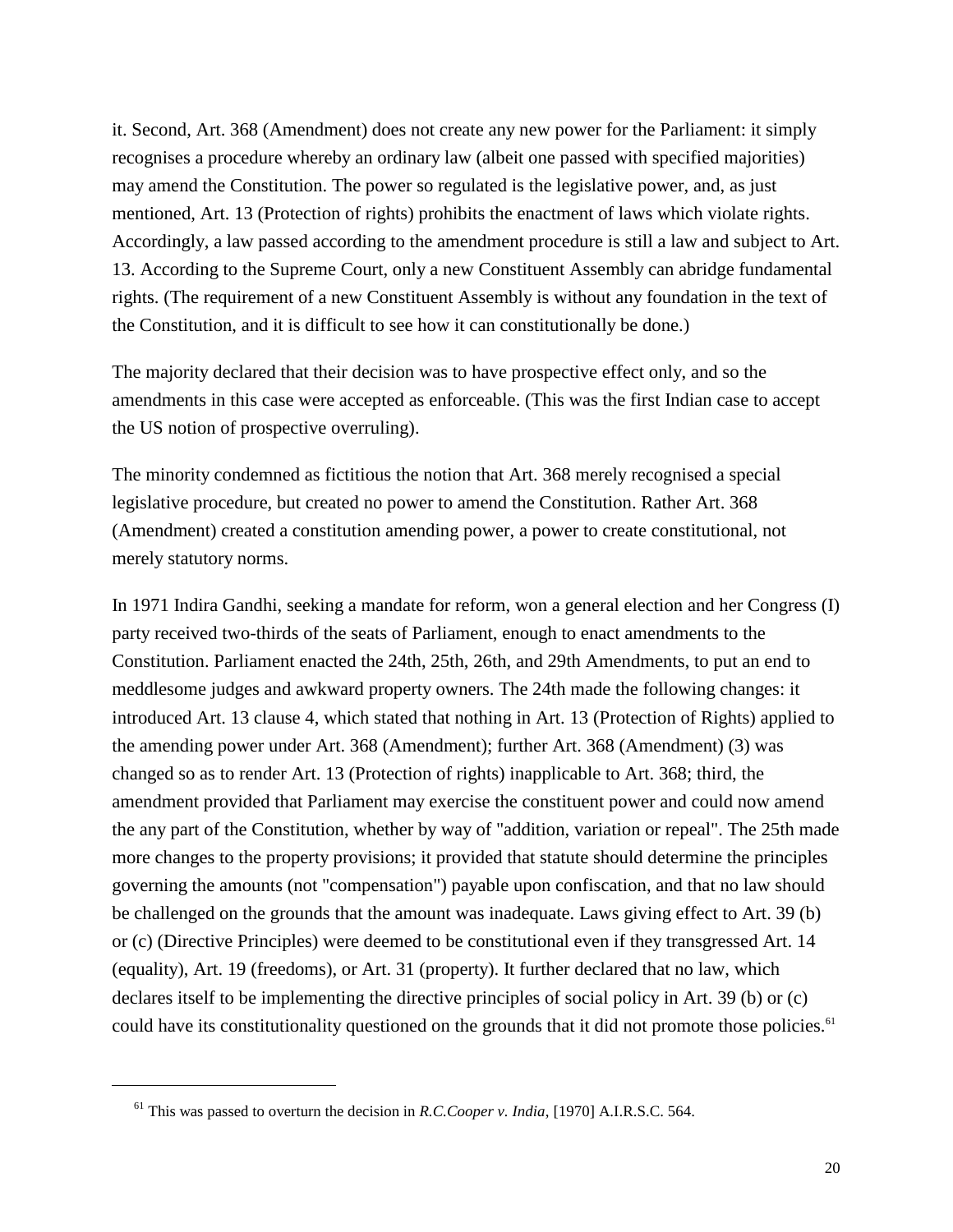it. Second, Art. 368 (Amendment) does not create any new power for the Parliament: it simply recognises a procedure whereby an ordinary law (albeit one passed with specified majorities) may amend the Constitution. The power so regulated is the legislative power, and, as just mentioned, Art. 13 (Protection of rights) prohibits the enactment of laws which violate rights. Accordingly, a law passed according to the amendment procedure is still a law and subject to Art. 13. According to the Supreme Court, only a new Constituent Assembly can abridge fundamental rights. (The requirement of a new Constituent Assembly is without any foundation in the text of the Constitution, and it is difficult to see how it can constitutionally be done.)

The majority declared that their decision was to have prospective effect only, and so the amendments in this case were accepted as enforceable. (This was the first Indian case to accept the US notion of prospective overruling).

The minority condemned as fictitious the notion that Art. 368 merely recognised a special legislative procedure, but created no power to amend the Constitution. Rather Art. 368 (Amendment) created a constitution amending power, a power to create constitutional, not merely statutory norms.

In 1971 Indira Gandhi, seeking a mandate for reform, won a general election and her Congress (I) party received two-thirds of the seats of Parliament, enough to enact amendments to the Constitution. Parliament enacted the 24th, 25th, 26th, and 29th Amendments, to put an end to meddlesome judges and awkward property owners. The 24th made the following changes: it introduced Art. 13 clause 4, which stated that nothing in Art. 13 (Protection of Rights) applied to the amending power under Art. 368 (Amendment); further Art. 368 (Amendment) (3) was changed so as to render Art. 13 (Protection of rights) inapplicable to Art. 368; third, the amendment provided that Parliament may exercise the constituent power and could now amend the any part of the Constitution, whether by way of "addition, variation or repeal". The 25th made more changes to the property provisions; it provided that statute should determine the principles governing the amounts (not "compensation") payable upon confiscation, and that no law should be challenged on the grounds that the amount was inadequate. Laws giving effect to Art. 39 (b) or (c) (Directive Principles) were deemed to be constitutional even if they transgressed Art. 14 (equality), Art. 19 (freedoms), or Art. 31 (property). It further declared that no law, which declares itself to be implementing the directive principles of social policy in Art. 39 (b) or (c) could have its constitutionality questioned on the grounds that it did not promote those policies.[61]

---

[61] This was passed to overturn the decision in *R.C.Cooper v. India*, [1970] A.I.R.S.C. 564.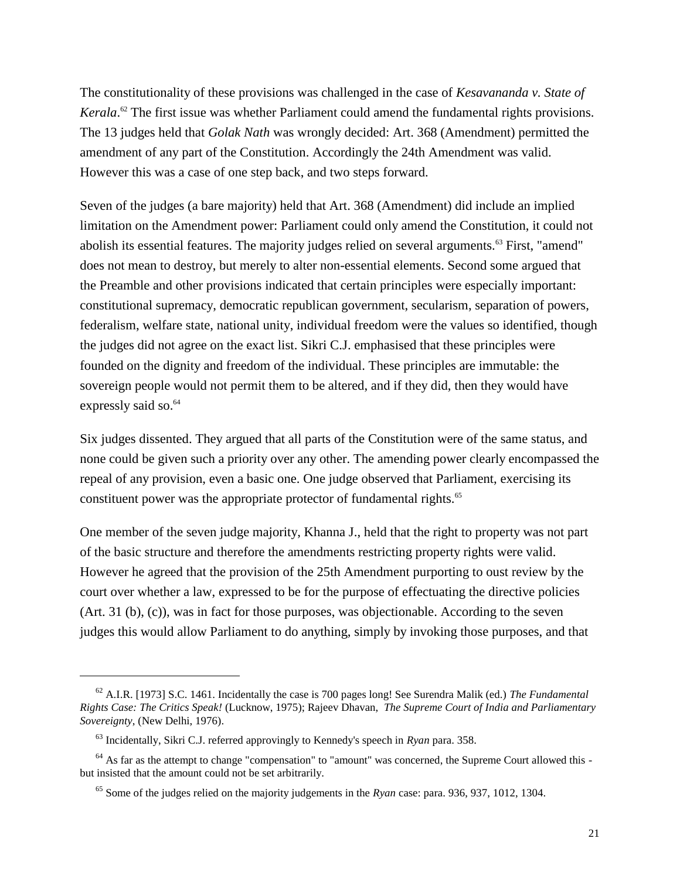The constitutionality of these provisions was challenged in the case of *Kesavananda v. State of Kerala*.[62] The first issue was whether Parliament could amend the fundamental rights provisions. The 13 judges held that *Golak Nath* was wrongly decided: Art. 368 (Amendment) permitted the amendment of any part of the Constitution. Accordingly the 24th Amendment was valid. However this was a case of one step back, and two steps forward.

Seven of the judges (a bare majority) held that Art. 368 (Amendment) did include an implied limitation on the Amendment power: Parliament could only amend the Constitution, it could not abolish its essential features. The majority judges relied on several arguments.[63] First, "amend" does not mean to destroy, but merely to alter non-essential elements. Second some argued that the Preamble and other provisions indicated that certain principles were especially important: constitutional supremacy, democratic republican government, secularism, separation of powers, federalism, welfare state, national unity, individual freedom were the values so identified, though the judges did not agree on the exact list. Sikri C.J. emphasised that these principles were founded on the dignity and freedom of the individual. These principles are immutable: the sovereign people would not permit them to be altered, and if they did, then they would have expressly said so.[64]

Six judges dissented. They argued that all parts of the Constitution were of the same status, and none could be given such a priority over any other. The amending power clearly encompassed the repeal of any provision, even a basic one. One judge observed that Parliament, exercising its constituent power was the appropriate protector of fundamental rights.[65]

One member of the seven judge majority, Khanna J., held that the right to property was not part of the basic structure and therefore the amendments restricting property rights were valid. However he agreed that the provision of the 25th Amendment purporting to oust review by the court over whether a law, expressed to be for the purpose of effectuating the directive policies (Art. 31 (b), (c)), was in fact for those purposes, was objectionable. According to the seven judges this would allow Parliament to do anything, simply by invoking those purposes, and that

---

[62] A.I.R. [1973] S.C. 1461. Incidentally the case is 700 pages long! See Surendra Malik (ed.) *The Fundamental Rights Case: The Critics Speak!* (Lucknow, 1975); Rajeev Dhavan, *The Supreme Court of India and Parliamentary Sovereignty*, (New Delhi, 1976).

[63] Incidentally, Sikri C.J. referred approvingly to Kennedy's speech in *Ryan* para. 358.

[64] As far as the attempt to change "compensation" to "amount" was concerned, the Supreme Court allowed this - but insisted that the amount could not be set arbitrarily.

[65] Some of the judges relied on the majority judgements in the *Ryan* case: para. 936, 937, 1012, 1304.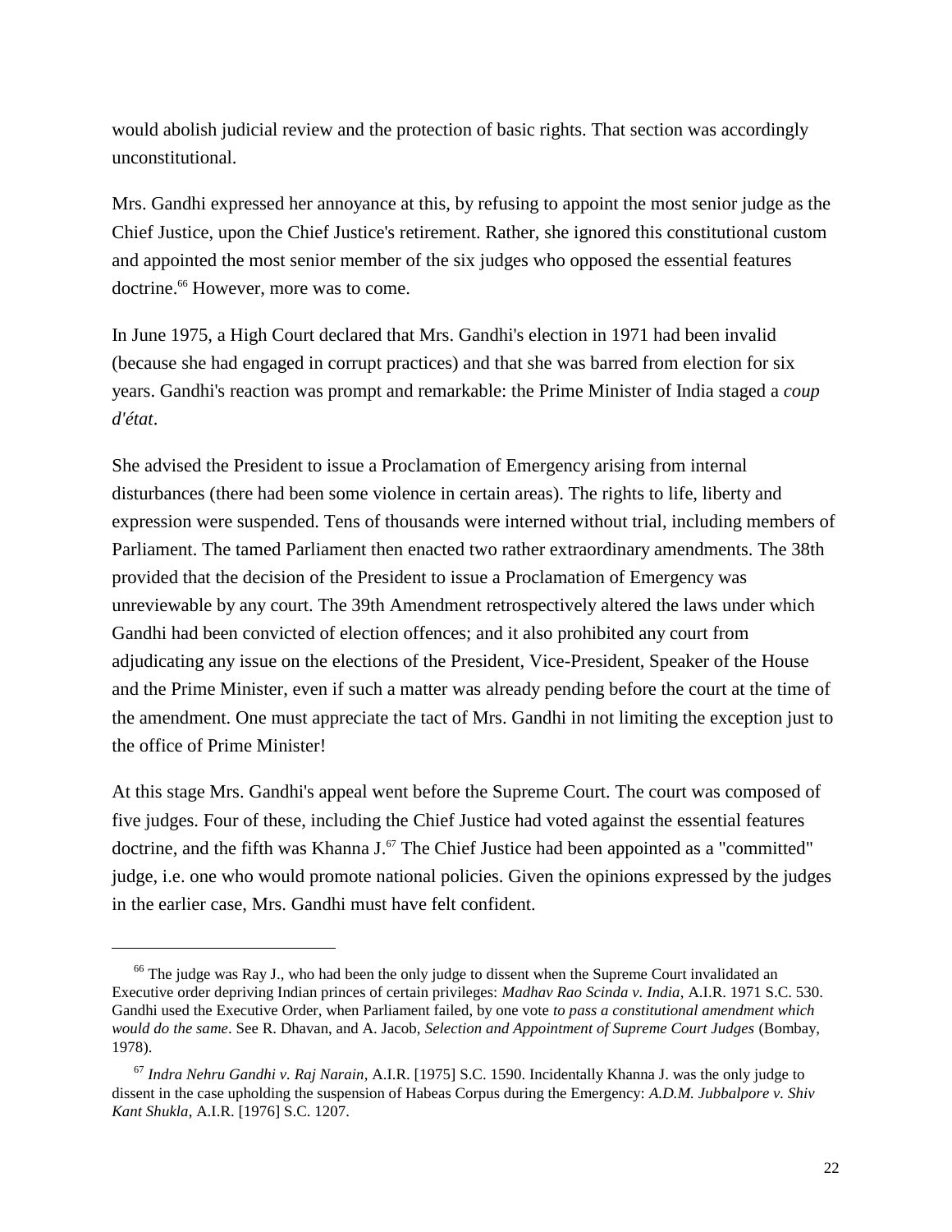would abolish judicial review and the protection of basic rights. That section was accordingly unconstitutional.

Mrs. Gandhi expressed her annoyance at this, by refusing to appoint the most senior judge as the Chief Justice, upon the Chief Justice's retirement. Rather, she ignored this constitutional custom and appointed the most senior member of the six judges who opposed the essential features doctrine.[66] However, more was to come.

In June 1975, a High Court declared that Mrs. Gandhi's election in 1971 had been invalid (because she had engaged in corrupt practices) and that she was barred from election for six years. Gandhi's reaction was prompt and remarkable: the Prime Minister of India staged a *coup d'état*.

She advised the President to issue a Proclamation of Emergency arising from internal disturbances (there had been some violence in certain areas). The rights to life, liberty and expression were suspended. Tens of thousands were interned without trial, including members of Parliament. The tamed Parliament then enacted two rather extraordinary amendments. The 38th provided that the decision of the President to issue a Proclamation of Emergency was unreviewable by any court. The 39th Amendment retrospectively altered the laws under which Gandhi had been convicted of election offences; and it also prohibited any court from adjudicating any issue on the elections of the President, Vice-President, Speaker of the House and the Prime Minister, even if such a matter was already pending before the court at the time of the amendment. One must appreciate the tact of Mrs. Gandhi in not limiting the exception just to the office of Prime Minister!

At this stage Mrs. Gandhi's appeal went before the Supreme Court. The court was composed of five judges. Four of these, including the Chief Justice had voted against the essential features doctrine, and the fifth was Khanna J.[67] The Chief Justice had been appointed as a "committed" judge, i.e. one who would promote national policies. Given the opinions expressed by the judges in the earlier case, Mrs. Gandhi must have felt confident.

---

[66] The judge was Ray J., who had been the only judge to dissent when the Supreme Court invalidated an Executive order depriving Indian princes of certain privileges: *Madhav Rao Scinda v. India*, A.I.R. 1971 S.C. 530. Gandhi used the Executive Order, when Parliament failed, by one vote *to pass a constitutional amendment which would do the same*. See R. Dhavan, and A. Jacob, *Selection and Appointment of Supreme Court Judges* (Bombay, 1978).

[67] *Indra Nehru Gandhi v. Raj Narain*, A.I.R. [1975] S.C. 1590. Incidentally Khanna J. was the only judge to dissent in the case upholding the suspension of Habeas Corpus during the Emergency: *A.D.M. Jubbalpore v. Shiv Kant Shukla*, A.I.R. [1976] S.C. 1207.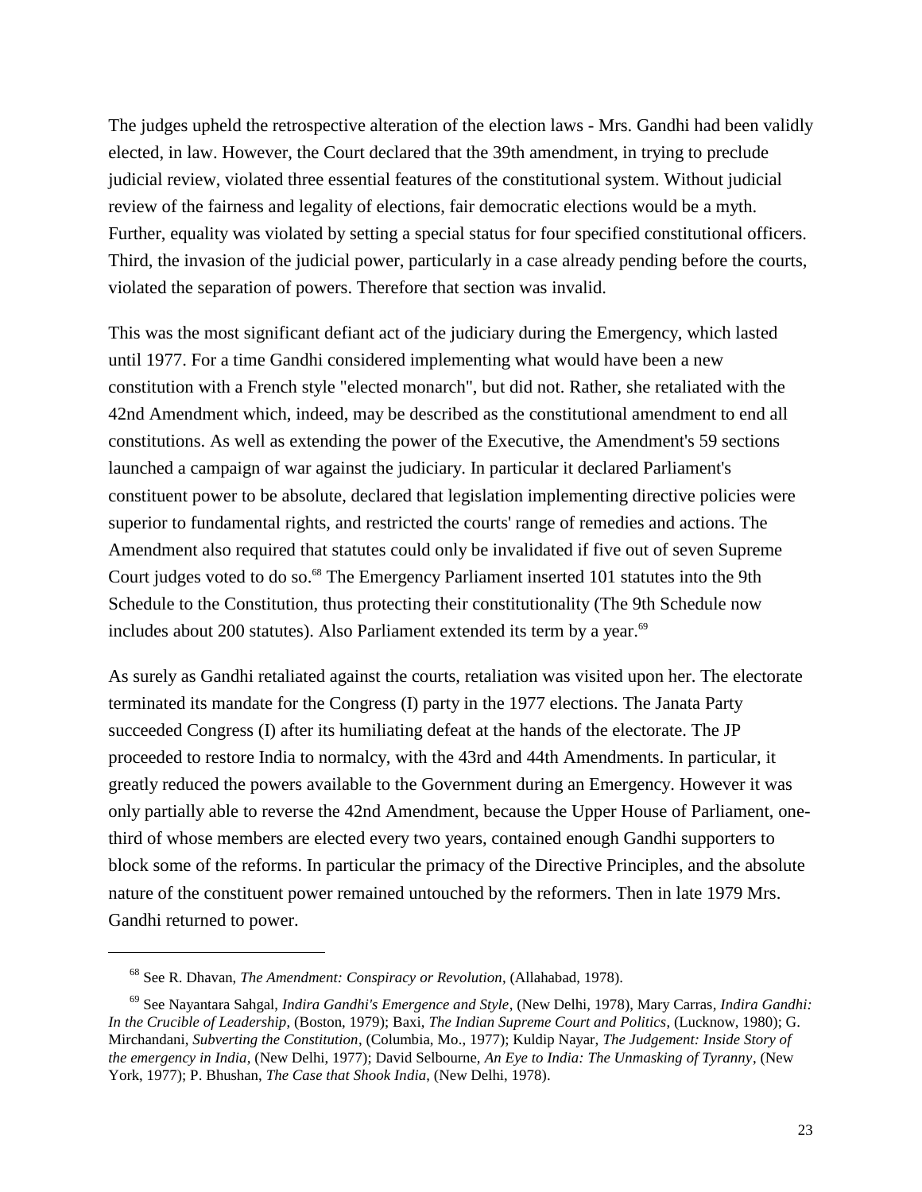The judges upheld the retrospective alteration of the election laws - Mrs. Gandhi had been validly elected, in law. However, the Court declared that the 39th amendment, in trying to preclude judicial review, violated three essential features of the constitutional system. Without judicial review of the fairness and legality of elections, fair democratic elections would be a myth. Further, equality was violated by setting a special status for four specified constitutional officers. Third, the invasion of the judicial power, particularly in a case already pending before the courts, violated the separation of powers. Therefore that section was invalid.

This was the most significant defiant act of the judiciary during the Emergency, which lasted until 1977. For a time Gandhi considered implementing what would have been a new constitution with a French style "elected monarch", but did not. Rather, she retaliated with the 42nd Amendment which, indeed, may be described as the constitutional amendment to end all constitutions. As well as extending the power of the Executive, the Amendment's 59 sections launched a campaign of war against the judiciary. In particular it declared Parliament's constituent power to be absolute, declared that legislation implementing directive policies were superior to fundamental rights, and restricted the courts' range of remedies and actions. The Amendment also required that statutes could only be invalidated if five out of seven Supreme Court judges voted to do so.[68] The Emergency Parliament inserted 101 statutes into the 9th Schedule to the Constitution, thus protecting their constitutionality (The 9th Schedule now includes about 200 statutes). Also Parliament extended its term by a year.[69]

As surely as Gandhi retaliated against the courts, retaliation was visited upon her. The electorate terminated its mandate for the Congress (I) party in the 1977 elections. The Janata Party succeeded Congress (I) after its humiliating defeat at the hands of the electorate. The JP proceeded to restore India to normalcy, with the 43rd and 44th Amendments. In particular, it greatly reduced the powers available to the Government during an Emergency. However it was only partially able to reverse the 42nd Amendment, because the Upper House of Parliament, one-third of whose members are elected every two years, contained enough Gandhi supporters to block some of the reforms. In particular the primacy of the Directive Principles, and the absolute nature of the constituent power remained untouched by the reformers. Then in late 1979 Mrs. Gandhi returned to power.

---

[68] See R. Dhavan, *The Amendment: Conspiracy or Revolution*, (Allahabad, 1978).

[69] See Nayantara Sahgal, *Indira Gandhi's Emergence and Style*, (New Delhi, 1978), Mary Carras, *Indira Gandhi: In the Crucible of Leadership*, (Boston, 1979); Baxi, *The Indian Supreme Court and Politics*, (Lucknow, 1980); G. Mirchandani, *Subverting the Constitution*, (Columbia, Mo., 1977); Kuldip Nayar, *The Judgement: Inside Story of the emergency in India*, (New Delhi, 1977); David Selbourne, *An Eye to India: The Unmasking of Tyranny*, (New York, 1977); P. Bhushan, *The Case that Shook India*, (New Delhi, 1978).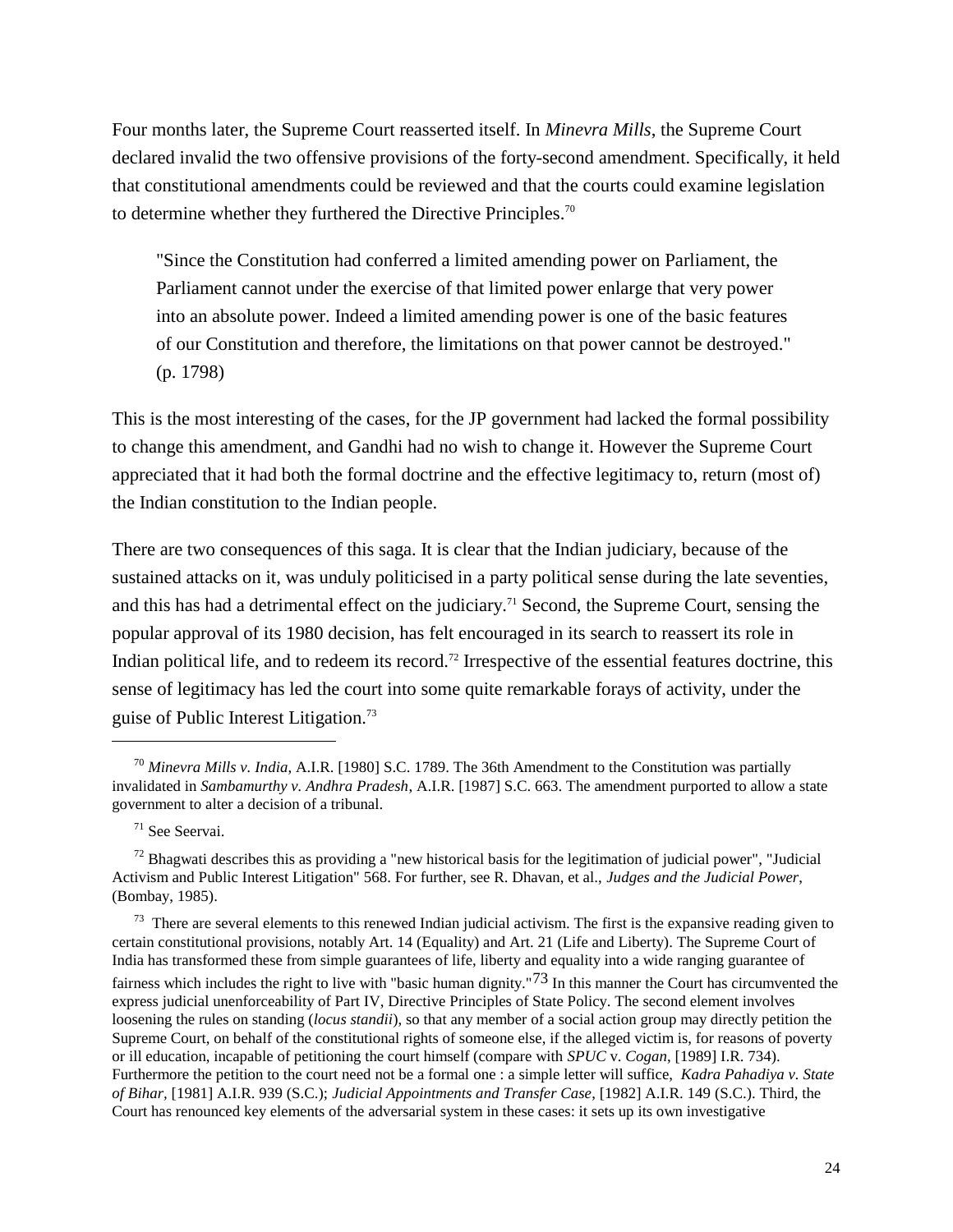Four months later, the Supreme Court reasserted itself. In *Minevra Mills*, the Supreme Court declared invalid the two offensive provisions of the forty-second amendment. Specifically, it held that constitutional amendments could be reviewed and that the courts could examine legislation to determine whether they furthered the Directive Principles.[70]

> "Since the Constitution had conferred a limited amending power on Parliament, the Parliament cannot under the exercise of that limited power enlarge that very power into an absolute power. Indeed a limited amending power is one of the basic features of our Constitution and therefore, the limitations on that power cannot be destroyed." (p. 1798)

This is the most interesting of the cases, for the JP government had lacked the formal possibility to change this amendment, and Gandhi had no wish to change it. However the Supreme Court appreciated that it had both the formal doctrine and the effective legitimacy to, return (most of) the Indian constitution to the Indian people.

There are two consequences of this saga. It is clear that the Indian judiciary, because of the sustained attacks on it, was unduly politicised in a party political sense during the late seventies, and this has had a detrimental effect on the judiciary.[71] Second, the Supreme Court, sensing the popular approval of its 1980 decision, has felt encouraged in its search to reassert its role in Indian political life, and to redeem its record.[72] Irrespective of the essential features doctrine, this sense of legitimacy has led the court into some quite remarkable forays of activity, under the guise of Public Interest Litigation.[73]

---

[70] *Minevra Mills v. India*, A.I.R. [1980] S.C. 1789. The 36th Amendment to the Constitution was partially invalidated in *Sambamurthy v. Andhra Pradesh*, A.I.R. [1987] S.C. 663. The amendment purported to allow a state government to alter a decision of a tribunal.

[71] See Seervai.

[72] Bhagwati describes this as providing a "new historical basis for the legitimation of judicial power", "Judicial Activism and Public Interest Litigation" 568. For further, see R. Dhavan, et al., *Judges and the Judicial Power*, (Bombay, 1985).

[73] There are several elements to this renewed Indian judicial activism. The first is the expansive reading given to certain constitutional provisions, notably Art. 14 (Equality) and Art. 21 (Life and Liberty). The Supreme Court of India has transformed these from simple guarantees of life, liberty and equality into a wide ranging guarantee of fairness which includes the right to live with "basic human dignity."[73] In this manner the Court has circumvented the express judicial unenforceability of Part IV, Directive Principles of State Policy. The second element involves loosening the rules on standing (*locus standii*), so that any member of a social action group may directly petition the Supreme Court, on behalf of the constitutional rights of someone else, if the alleged victim is, for reasons of poverty or ill education, incapable of petitioning the court himself (compare with *SPUC* v. *Cogan*, [1989] I.R. 734). Furthermore the petition to the court need not be a formal one : a simple letter will suffice, *Kadra Pahadiya v. State of Bihar*, [1981] A.I.R. 939 (S.C.); *Judicial Appointments and Transfer Case*, [1982] A.I.R. 149 (S.C.). Third, the Court has renounced key elements of the adversarial system in these cases: it sets up its own investigative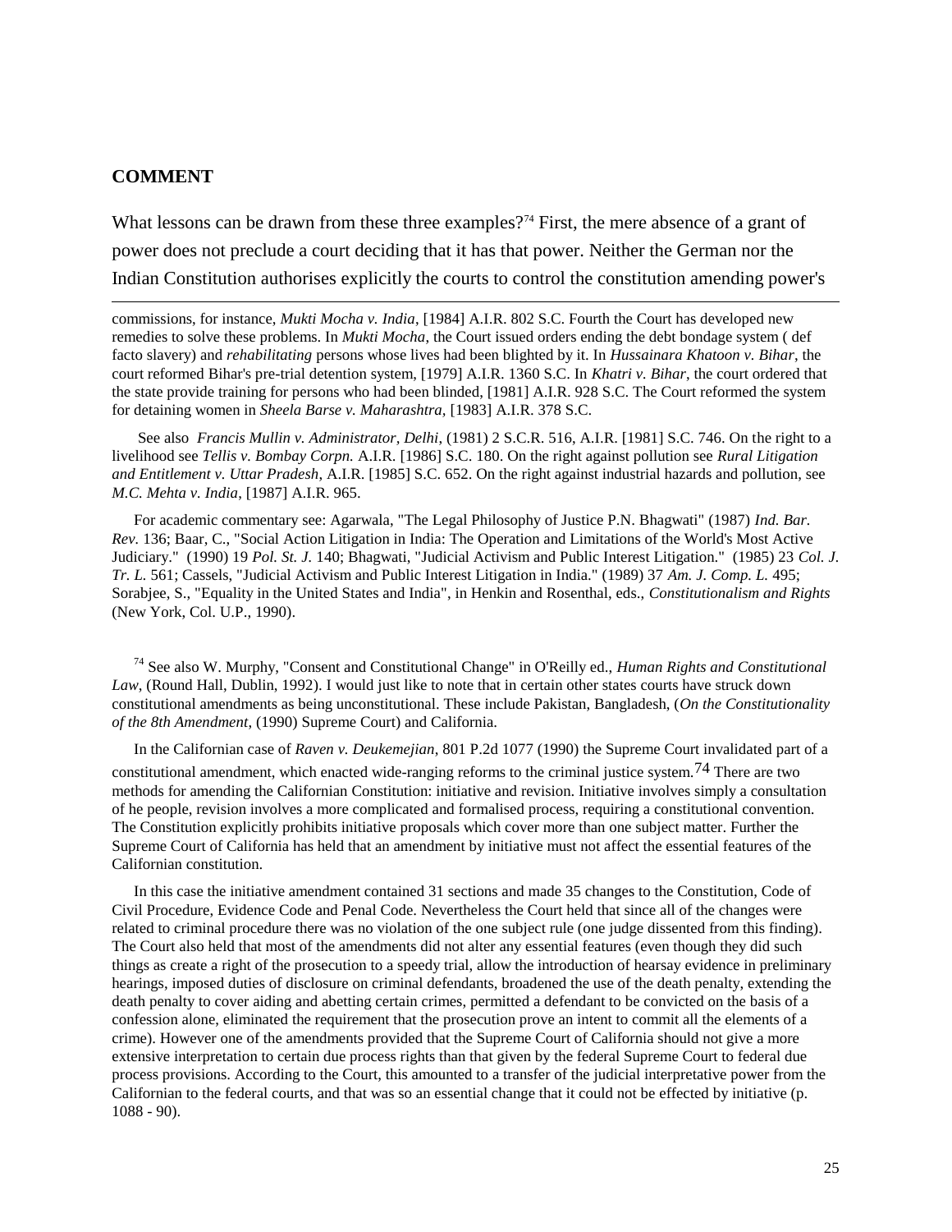## COMMENT

What lessons can be drawn from these three examples?[74] First, the mere absence of a grant of power does not preclude a court deciding that it has that power. Neither the German nor the Indian Constitution authorises explicitly the courts to control the constitution amending power's

---

commissions, for instance, *Mukti Mocha v. India*, [1984] A.I.R. 802 S.C. Fourth the Court has developed new remedies to solve these problems. In *Mukti Mocha*, the Court issued orders ending the debt bondage system ( def facto slavery) and *rehabilitating* persons whose lives had been blighted by it. In *Hussainara Khatoon v. Bihar*, the court reformed Bihar's pre-trial detention system, [1979] A.I.R. 1360 S.C. In *Khatri v. Bihar*, the court ordered that the state provide training for persons who had been blinded, [1981] A.I.R. 928 S.C. The Court reformed the system for detaining women in *Sheela Barse v. Maharashtra*, [1983] A.I.R. 378 S.C.

See also *Francis Mullin v. Administrator, Delhi*, (1981) 2 S.C.R. 516, A.I.R. [1981] S.C. 746. On the right to a livelihood see *Tellis v. Bombay Corpn.* A.I.R. [1986] S.C. 180. On the right against pollution see *Rural Litigation and Entitlement v. Uttar Pradesh*, A.I.R. [1985] S.C. 652. On the right against industrial hazards and pollution, see *M.C. Mehta v. India*, [1987] A.I.R. 965.

For academic commentary see: Agarwala, "The Legal Philosophy of Justice P.N. Bhagwati" (1987) *Ind. Bar. Rev.* 136; Baar, C., "Social Action Litigation in India: The Operation and Limitations of the World's Most Active Judiciary." (1990) 19 *Pol. St. J.* 140; Bhagwati, "Judicial Activism and Public Interest Litigation." (1985) 23 *Col. J. Tr. L.* 561; Cassels, "Judicial Activism and Public Interest Litigation in India." (1989) 37 *Am. J. Comp. L.* 495; Sorabjee, S., "Equality in the United States and India", in Henkin and Rosenthal, eds., *Constitutionalism and Rights* (New York, Col. U.P., 1990).

[74] See also W. Murphy, "Consent and Constitutional Change" in O'Reilly ed., *Human Rights and Constitutional Law*, (Round Hall, Dublin, 1992). I would just like to note that in certain other states courts have struck down constitutional amendments as being unconstitutional. These include Pakistan, Bangladesh, (*On the Constitutionality of the 8th Amendment*, (1990) Supreme Court) and California.

In the Californian case of *Raven v. Deukemejian*, 801 P.2d 1077 (1990) the Supreme Court invalidated part of a constitutional amendment, which enacted wide-ranging reforms to the criminal justice system.[74] There are two methods for amending the Californian Constitution: initiative and revision. Initiative involves simply a consultation of he people, revision involves a more complicated and formalised process, requiring a constitutional convention. The Constitution explicitly prohibits initiative proposals which cover more than one subject matter. Further the Supreme Court of California has held that an amendment by initiative must not affect the essential features of the Californian constitution.

In this case the initiative amendment contained 31 sections and made 35 changes to the Constitution, Code of Civil Procedure, Evidence Code and Penal Code. Nevertheless the Court held that since all of the changes were related to criminal procedure there was no violation of the one subject rule (one judge dissented from this finding). The Court also held that most of the amendments did not alter any essential features (even though they did such things as create a right of the prosecution to a speedy trial, allow the introduction of hearsay evidence in preliminary hearings, imposed duties of disclosure on criminal defendants, broadened the use of the death penalty, extending the death penalty to cover aiding and abetting certain crimes, permitted a defendant to be convicted on the basis of a confession alone, eliminated the requirement that the prosecution prove an intent to commit all the elements of a crime). However one of the amendments provided that the Supreme Court of California should not give a more extensive interpretation to certain due process rights than that given by the federal Supreme Court to federal due process provisions. According to the Court, this amounted to a transfer of the judicial interpretative power from the Californian to the federal courts, and that was so an essential change that it could not be effected by initiative (p. 1088 - 90).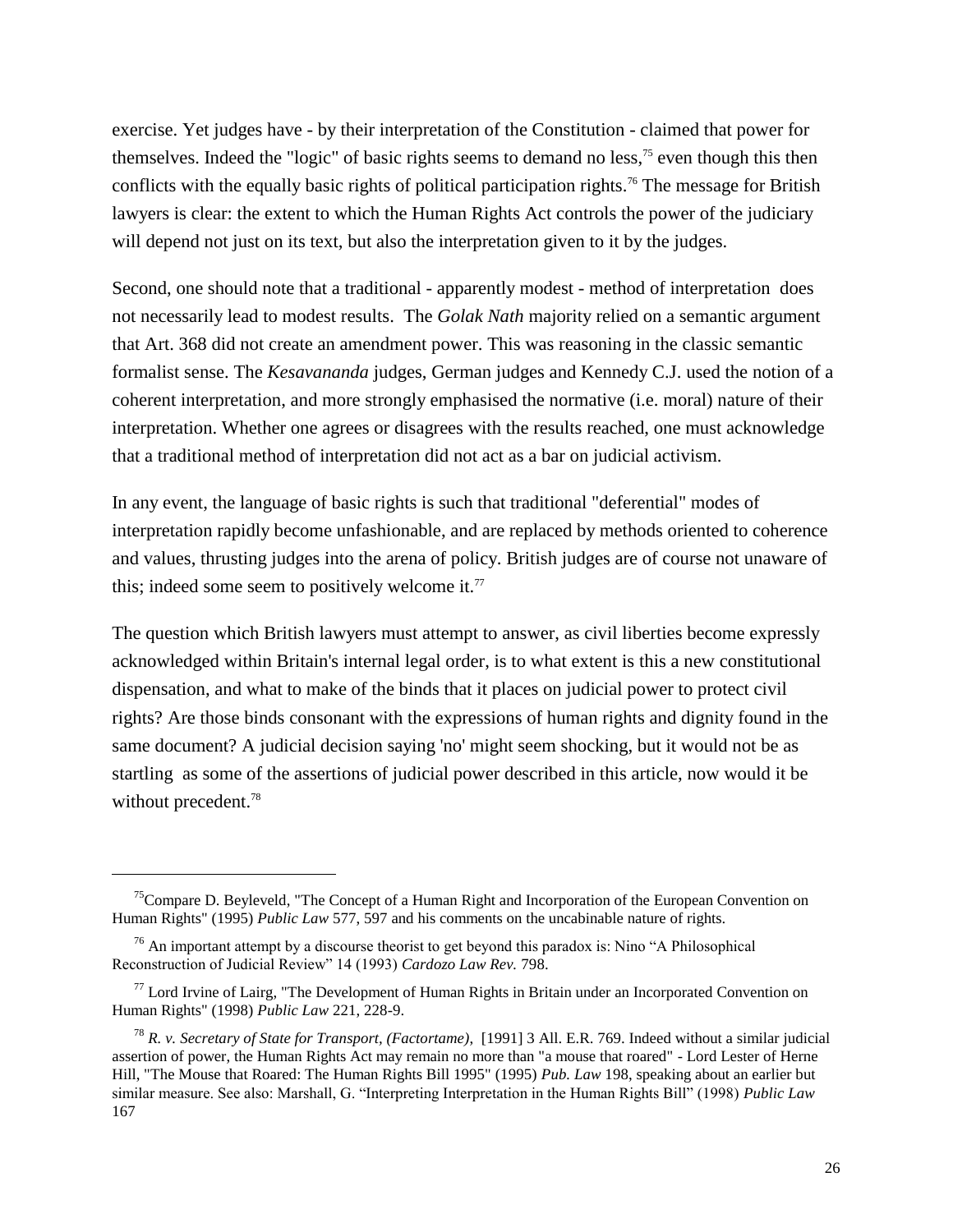exercise. Yet judges have - by their interpretation of the Constitution - claimed that power for themselves. Indeed the "logic" of basic rights seems to demand no less,[75] even though this then conflicts with the equally basic rights of political participation rights.[76] The message for British lawyers is clear: the extent to which the Human Rights Act controls the power of the judiciary will depend not just on its text, but also the interpretation given to it by the judges.

Second, one should note that a traditional - apparently modest - method of interpretation does not necessarily lead to modest results. The *Golak Nath* majority relied on a semantic argument that Art. 368 did not create an amendment power. This was reasoning in the classic semantic formalist sense. The *Kesavananda* judges, German judges and Kennedy C.J. used the notion of a coherent interpretation, and more strongly emphasised the normative (i.e. moral) nature of their interpretation. Whether one agrees or disagrees with the results reached, one must acknowledge that a traditional method of interpretation did not act as a bar on judicial activism.

In any event, the language of basic rights is such that traditional "deferential" modes of interpretation rapidly become unfashionable, and are replaced by methods oriented to coherence and values, thrusting judges into the arena of policy. British judges are of course not unaware of this; indeed some seem to positively welcome it.[77]

The question which British lawyers must attempt to answer, as civil liberties become expressly acknowledged within Britain's internal legal order, is to what extent is this a new constitutional dispensation, and what to make of the binds that it places on judicial power to protect civil rights? Are those binds consonant with the expressions of human rights and dignity found in the same document? A judicial decision saying 'no' might seem shocking, but it would not be as startling as some of the assertions of judicial power described in this article, now would it be without precedent.[78]

---

[75] Compare D. Beyleveld, "The Concept of a Human Right and Incorporation of the European Convention on Human Rights" (1995) *Public Law* 577, 597 and his comments on the uncabinable nature of rights.

[76] An important attempt by a discourse theorist to get beyond this paradox is: Nino "A Philosophical Reconstruction of Judicial Review" 14 (1993) *Cardozo Law Rev.* 798.

[77] Lord Irvine of Lairg, "The Development of Human Rights in Britain under an Incorporated Convention on Human Rights" (1998) *Public Law* 221, 228-9.

[78] *R. v. Secretary of State for Transport, (Factortame)*, [1991] 3 All. E.R. 769. Indeed without a similar judicial assertion of power, the Human Rights Act may remain no more than "a mouse that roared" - Lord Lester of Herne Hill, "The Mouse that Roared: The Human Rights Bill 1995" (1995) *Pub. Law* 198, speaking about an earlier but similar measure. See also: Marshall, G. "Interpreting Interpretation in the Human Rights Bill" (1998) *Public Law* 167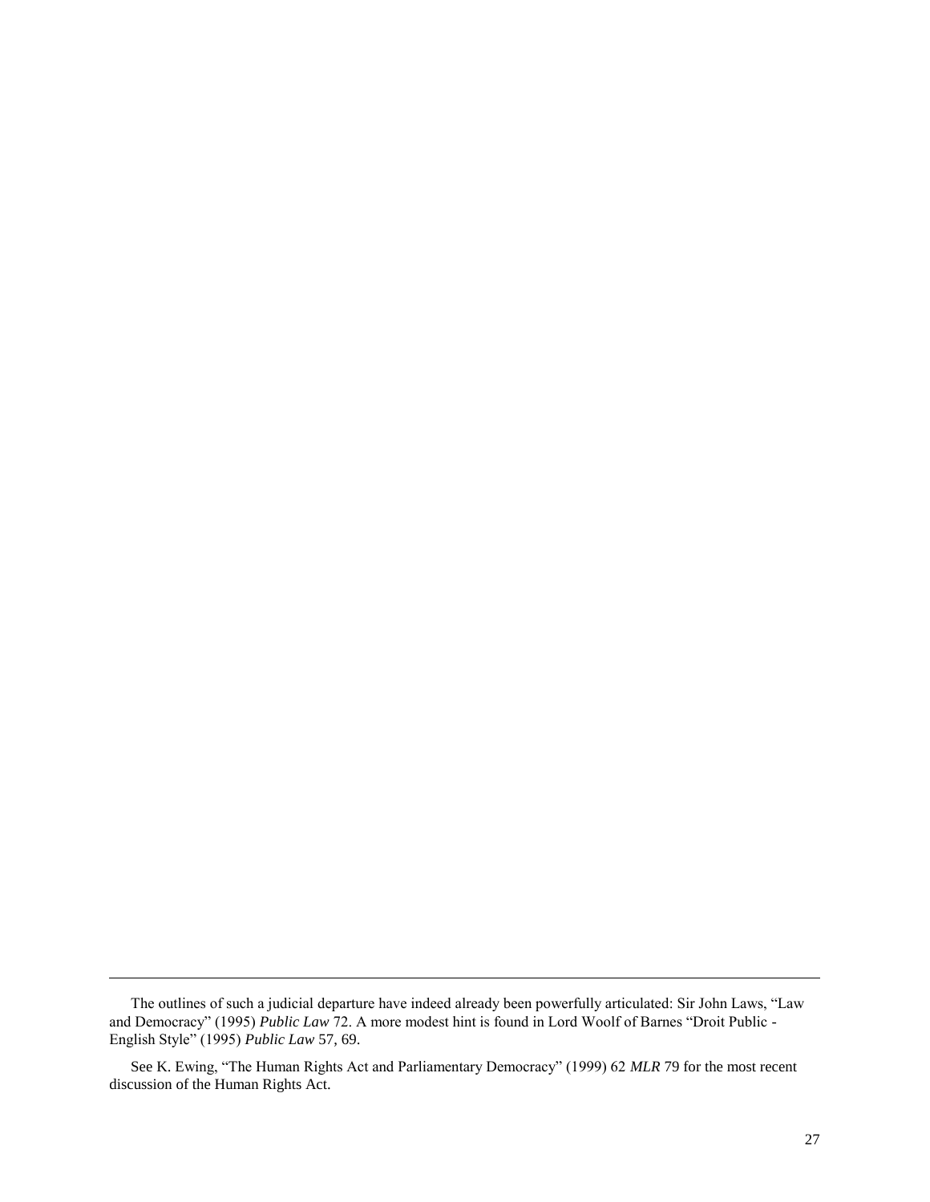The outlines of such a judicial departure have indeed already been powerfully articulated: Sir John Laws, "Law and Democracy" (1995) *Public Law* 72. A more modest hint is found in Lord Woolf of Barnes "Droit Public - English Style" (1995) *Public Law* 57, 69.

See K. Ewing, "The Human Rights Act and Parliamentary Democracy" (1999) 62 *MLR* 79 for the most recent discussion of the Human Rights Act.